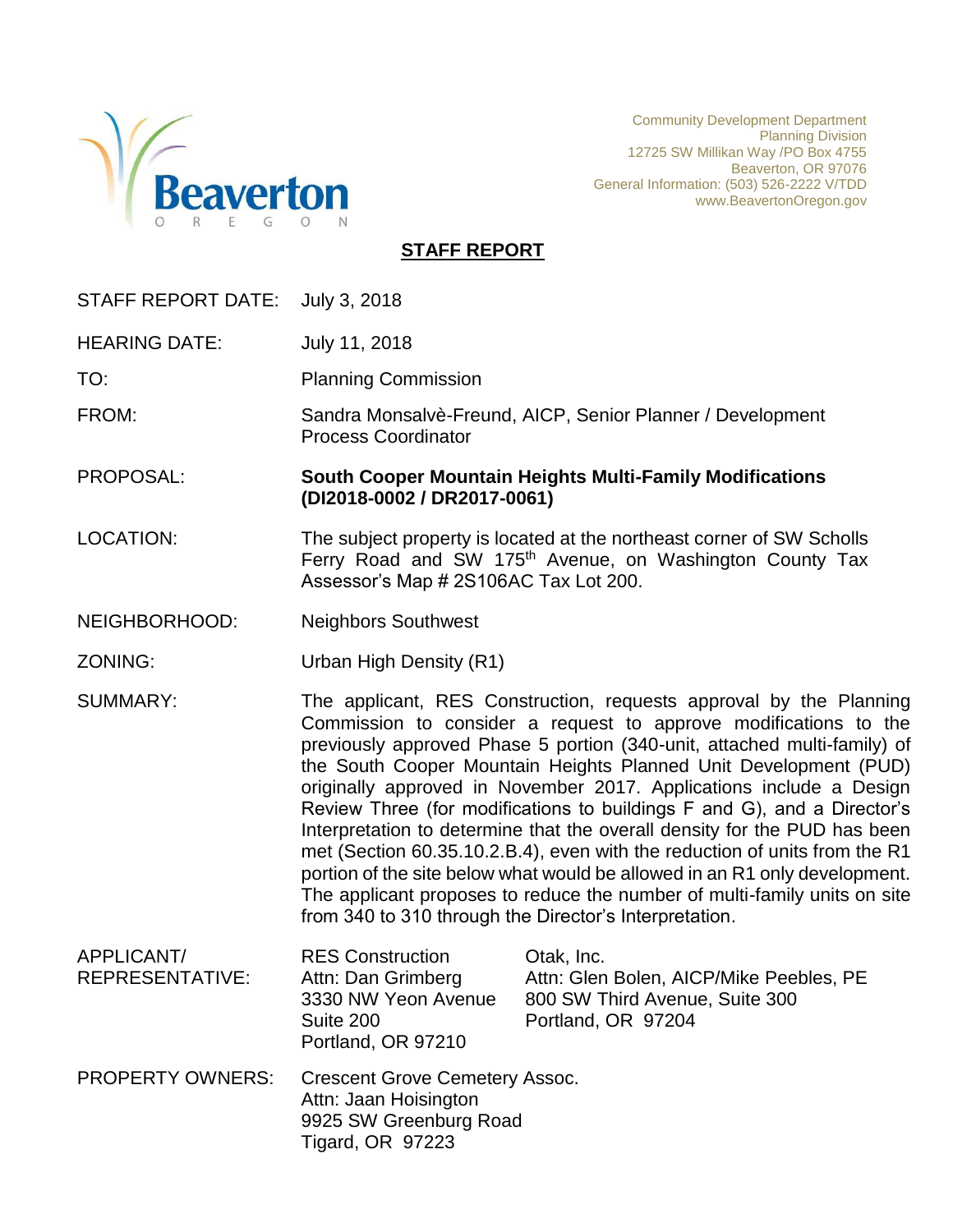Beaverton
O R E G O N

Community Development Department
Planning Division
12725 SW Millikan Way /PO Box 4755
Beaverton, OR 97076
General Information: (503) 526-2222 V/TDD
www.BeavertonOregon.gov

# STAFF REPORT

| | |
|---|---|
| STAFF REPORT DATE: | July 3, 2018 |
| HEARING DATE: | July 11, 2018 |
| TO: | Planning Commission |
| FROM: | Sandra Monsalvè-Freund, AICP, Senior Planner / Development Process Coordinator |
| PROPOSAL: | **South Cooper Mountain Heights Multi-Family Modifications (DI2018-0002 / DR2017-0061)** |
| LOCATION: | The subject property is located at the northeast corner of SW Scholls Ferry Road and SW 175th Avenue, on Washington County Tax Assessor's Map # 2S106AC Tax Lot 200. |
| NEIGHBORHOOD: | Neighbors Southwest |
| ZONING: | Urban High Density (R1) |
| SUMMARY: | The applicant, RES Construction, requests approval by the Planning Commission to consider a request to approve modifications to the previously approved Phase 5 portion (340-unit, attached multi-family) of the South Cooper Mountain Heights Planned Unit Development (PUD) originally approved in November 2017. Applications include a Design Review Three (for modifications to buildings F and G), and a Director's Interpretation to determine that the overall density for the PUD has been met (Section 60.35.10.2.B.4), even with the reduction of units from the R1 portion of the site below what would be allowed in an R1 only development. The applicant proposes to reduce the number of multi-family units on site from 340 to 310 through the Director's Interpretation. |
| APPLICANT/ REPRESENTATIVE: | RES Construction<br>Attn: Dan Grimberg<br>3330 NW Yeon Avenue<br>Suite 200<br>Portland, OR 97210<br><br>Otak, Inc.<br>Attn: Glen Bolen, AICP/Mike Peebles, PE<br>800 SW Third Avenue, Suite 300<br>Portland, OR 97204 |
| PROPERTY OWNERS: | Crescent Grove Cemetery Assoc.<br>Attn: Jaan Hoisington<br>9925 SW Greenburg Road<br>Tigard, OR 97223 |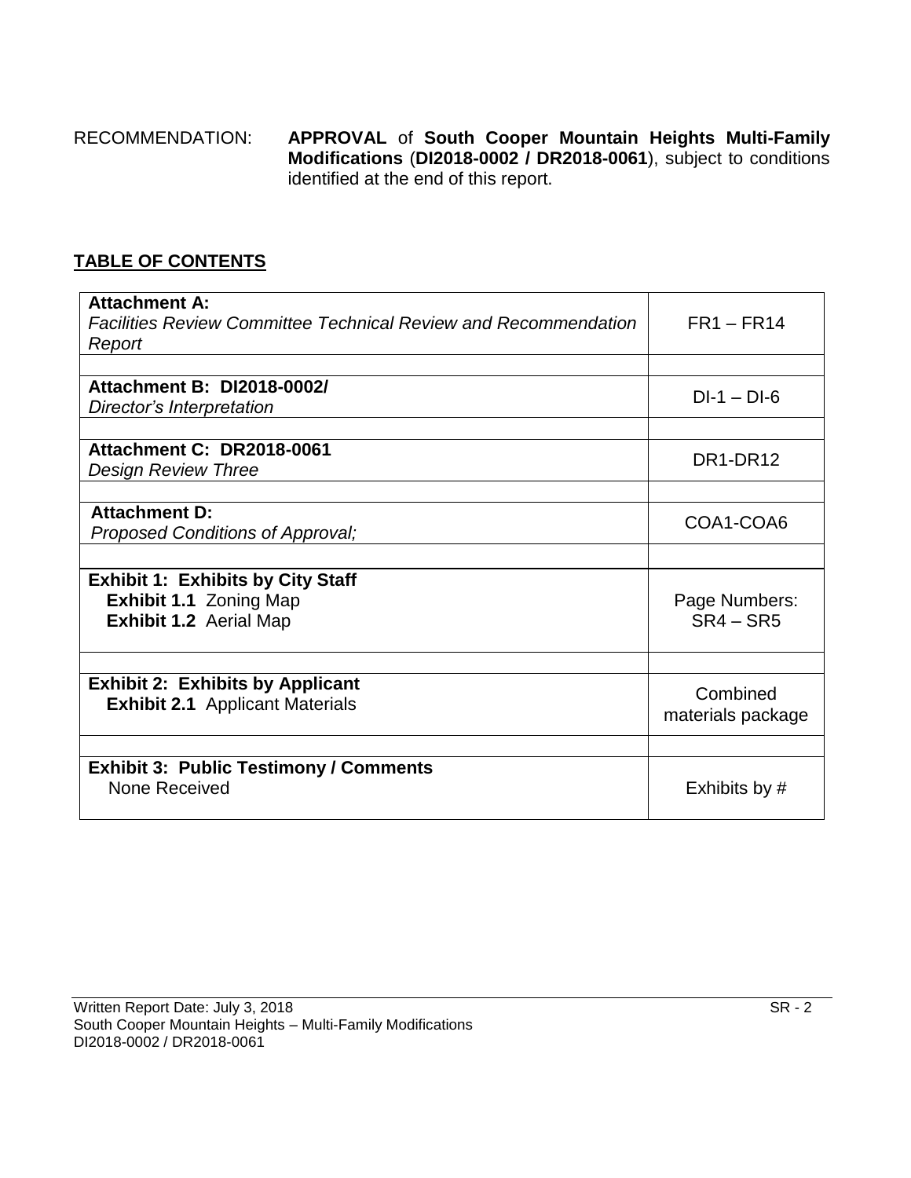RECOMMENDATION: **APPROVAL** of **South Cooper Mountain Heights Multi-Family Modifications** (**DI2018-0002 / DR2018-0061**), subject to conditions identified at the end of this report.

## TABLE OF CONTENTS

| | |
|---|---|
| **Attachment A:**<br>*Facilities Review Committee Technical Review and Recommendation Report* | FR1 – FR14 |
| | |
| **Attachment B: DI2018-0002/**<br>*Director's Interpretation* | DI-1 – DI-6 |
| | |
| **Attachment C: DR2018-0061**<br>*Design Review Three* | DR1-DR12 |
| | |
| **Attachment D:**<br>*Proposed Conditions of Approval;* | COA1-COA6 |
| | |
| **Exhibit 1: Exhibits by City Staff**<br>**Exhibit 1.1** Zoning Map<br>**Exhibit 1.2** Aerial Map | Page Numbers:<br>SR4 – SR5 |
| | |
| **Exhibit 2: Exhibits by Applicant**<br>**Exhibit 2.1** Applicant Materials | Combined materials package |
| | |
| **Exhibit 3: Public Testimony / Comments**<br>None Received | Exhibits by # |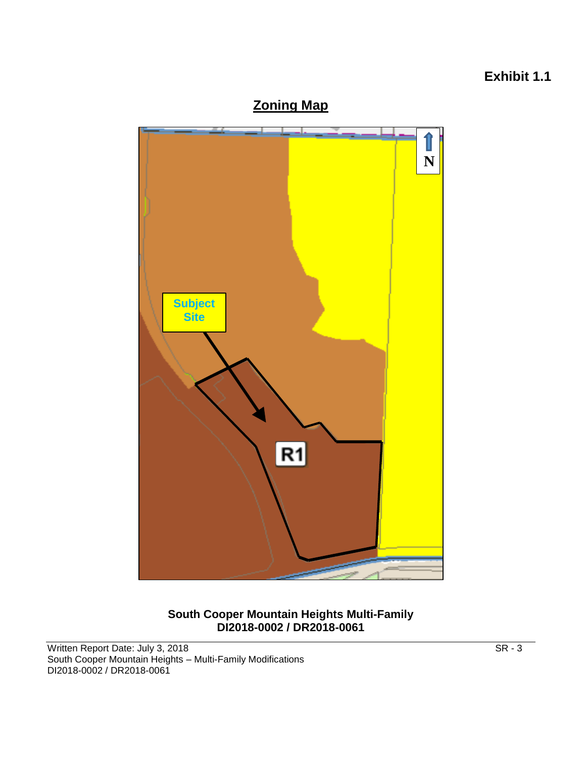**Exhibit 1.1**

## Zoning Map

Subject Site

R1

N

**South Cooper Mountain Heights Multi-Family**
**DI2018-0002 / DR2018-0061**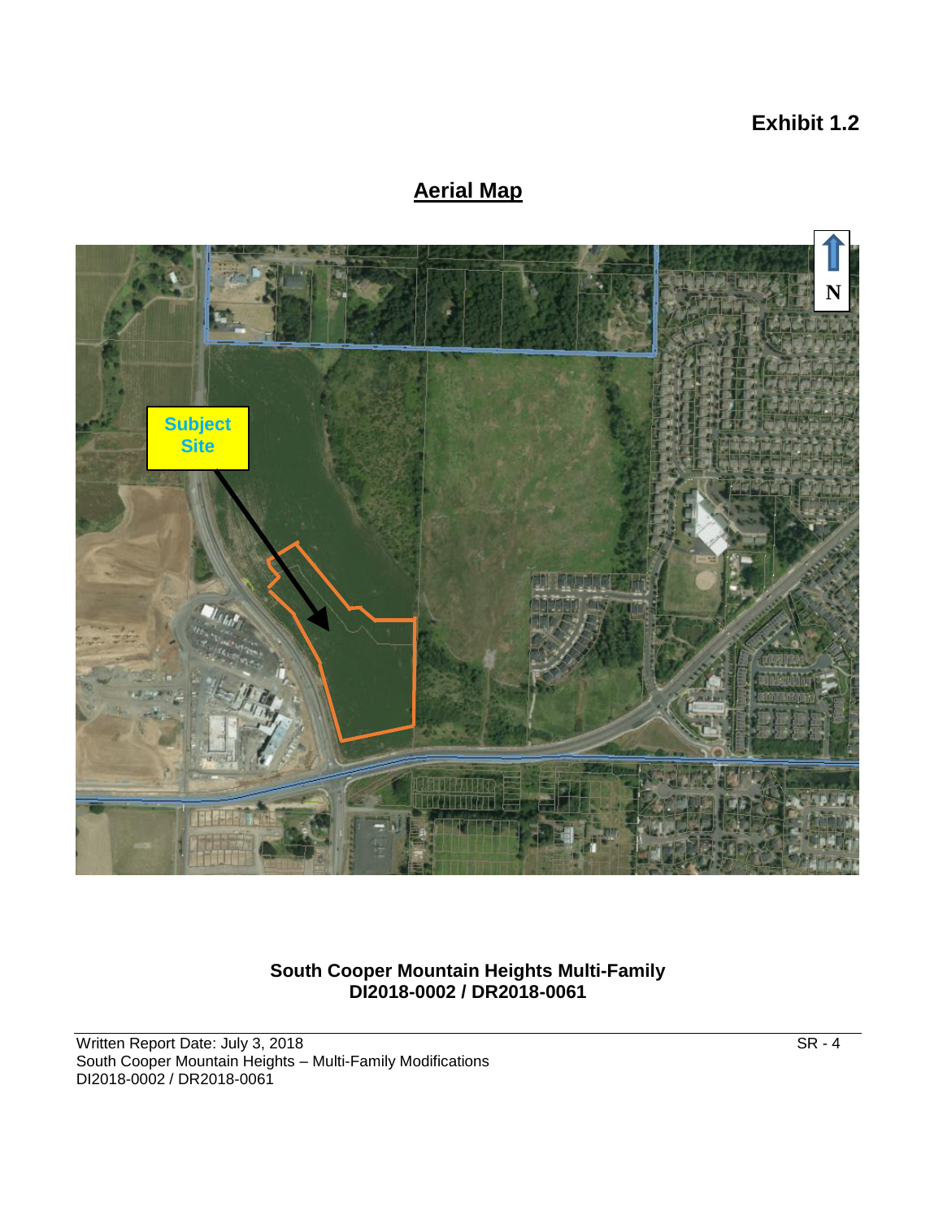**Exhibit 1.2**

## Aerial Map

Subject Site

N

**South Cooper Mountain Heights Multi-Family**
**DI2018-0002 / DR2018-0061**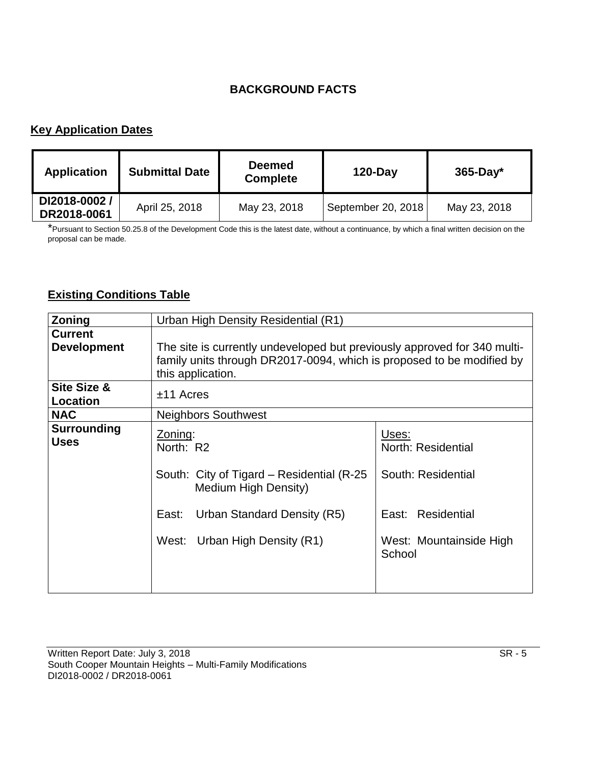## BACKGROUND FACTS

### Key Application Dates

| Application | Submittal Date | Deemed Complete | 120-Day | 365-Day* |
|---|---|---|---|---|
| DI2018-0002 / DR2018-0061 | April 25, 2018 | May 23, 2018 | September 20, 2018 | May 23, 2018 |

*Pursuant to Section 50.25.8 of the Development Code this is the latest date, without a continuance, by which a final written decision on the proposal can be made.

### Existing Conditions Table

| **Zoning** | Urban High Density Residential (R1) | |
|---|---|---|
| **Current Development** | The site is currently undeveloped but previously approved for 340 multi-family units through DR2017-0094, which is proposed to be modified by this application. | |
| **Site Size & Location** | ±11 Acres | |
| **NAC** | Neighbors Southwest | |
| **Surrounding Uses** | Zoning:<br>North: R2<br><br>South: City of Tigard – Residential (R-25 Medium High Density)<br><br>East: Urban Standard Density (R5)<br><br>West: Urban High Density (R1) | Uses:<br>North: Residential<br><br>South: Residential<br><br>East: Residential<br><br>West: Mountainside High School |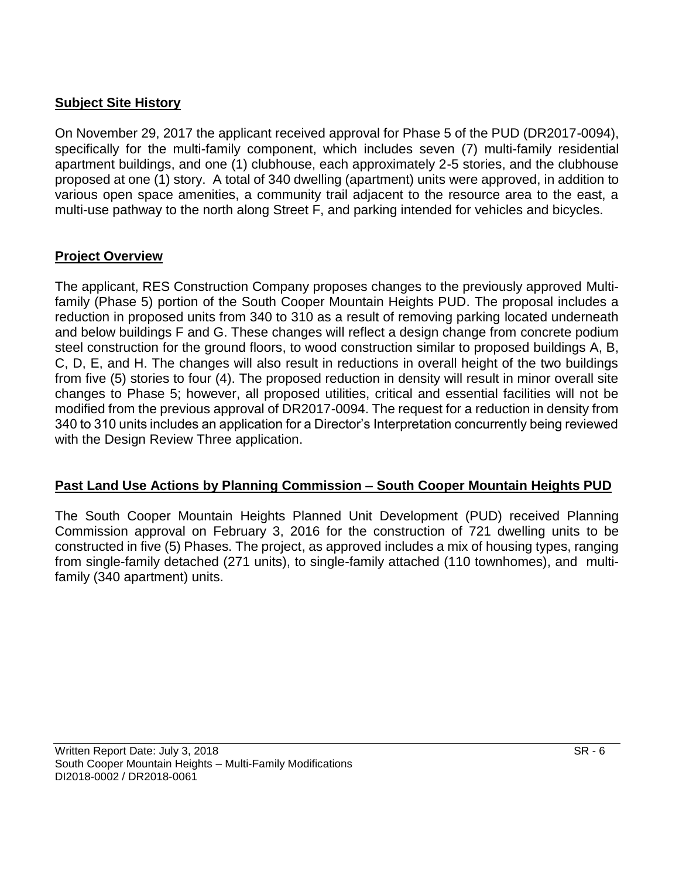## Subject Site History

On November 29, 2017 the applicant received approval for Phase 5 of the PUD (DR2017-0094), specifically for the multi-family component, which includes seven (7) multi-family residential apartment buildings, and one (1) clubhouse, each approximately 2-5 stories, and the clubhouse proposed at one (1) story. A total of 340 dwelling (apartment) units were approved, in addition to various open space amenities, a community trail adjacent to the resource area to the east, a multi-use pathway to the north along Street F, and parking intended for vehicles and bicycles.

## Project Overview

The applicant, RES Construction Company proposes changes to the previously approved Multi-family (Phase 5) portion of the South Cooper Mountain Heights PUD. The proposal includes a reduction in proposed units from 340 to 310 as a result of removing parking located underneath and below buildings F and G. These changes will reflect a design change from concrete podium steel construction for the ground floors, to wood construction similar to proposed buildings A, B, C, D, E, and H. The changes will also result in reductions in overall height of the two buildings from five (5) stories to four (4). The proposed reduction in density will result in minor overall site changes to Phase 5; however, all proposed utilities, critical and essential facilities will not be modified from the previous approval of DR2017-0094. The request for a reduction in density from 340 to 310 units includes an application for a Director's Interpretation concurrently being reviewed with the Design Review Three application.

## Past Land Use Actions by Planning Commission – South Cooper Mountain Heights PUD

The South Cooper Mountain Heights Planned Unit Development (PUD) received Planning Commission approval on February 3, 2016 for the construction of 721 dwelling units to be constructed in five (5) Phases. The project, as approved includes a mix of housing types, ranging from single-family detached (271 units), to single-family attached (110 townhomes), and multi-family (340 apartment) units.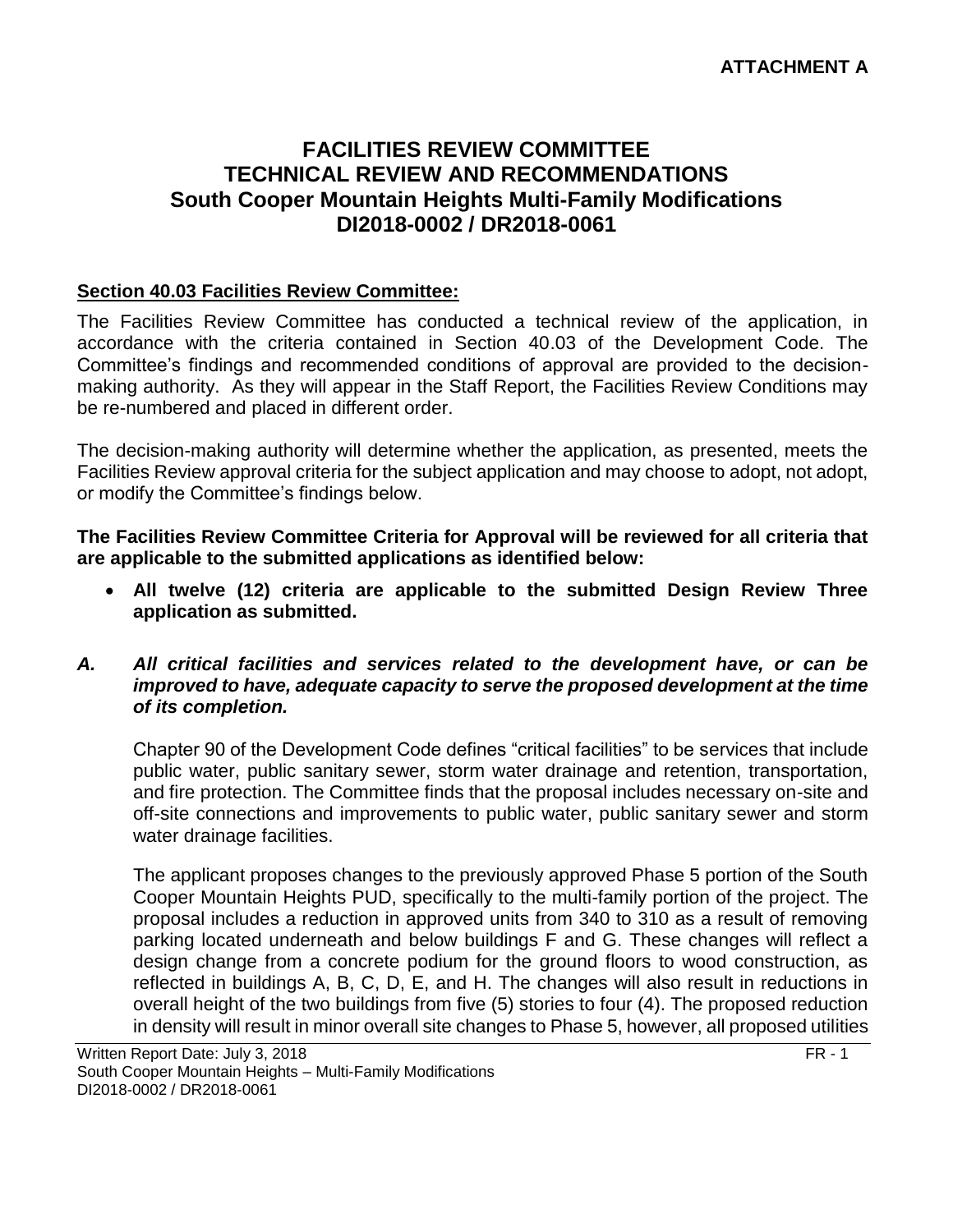**ATTACHMENT A**

# FACILITIES REVIEW COMMITTEE
# TECHNICAL REVIEW AND RECOMMENDATIONS
# South Cooper Mountain Heights Multi-Family Modifications
# DI2018-0002 / DR2018-0061

## Section 40.03 Facilities Review Committee:

The Facilities Review Committee has conducted a technical review of the application, in accordance with the criteria contained in Section 40.03 of the Development Code. The Committee's findings and recommended conditions of approval are provided to the decision-making authority. As they will appear in the Staff Report, the Facilities Review Conditions may be re-numbered and placed in different order.

The decision-making authority will determine whether the application, as presented, meets the Facilities Review approval criteria for the subject application and may choose to adopt, not adopt, or modify the Committee's findings below.

**The Facilities Review Committee Criteria for Approval will be reviewed for all criteria that are applicable to the submitted applications as identified below:**

- **All twelve (12) criteria are applicable to the submitted Design Review Three application as submitted.**

***A. All critical facilities and services related to the development have, or can be improved to have, adequate capacity to serve the proposed development at the time of its completion.***

Chapter 90 of the Development Code defines "critical facilities" to be services that include public water, public sanitary sewer, storm water drainage and retention, transportation, and fire protection. The Committee finds that the proposal includes necessary on-site and off-site connections and improvements to public water, public sanitary sewer and storm water drainage facilities.

The applicant proposes changes to the previously approved Phase 5 portion of the South Cooper Mountain Heights PUD, specifically to the multi-family portion of the project. The proposal includes a reduction in approved units from 340 to 310 as a result of removing parking located underneath and below buildings F and G. These changes will reflect a design change from a concrete podium for the ground floors to wood construction, as reflected in buildings A, B, C, D, E, and H. The changes will also result in reductions in overall height of the two buildings from five (5) stories to four (4). The proposed reduction in density will result in minor overall site changes to Phase 5, however, all proposed utilities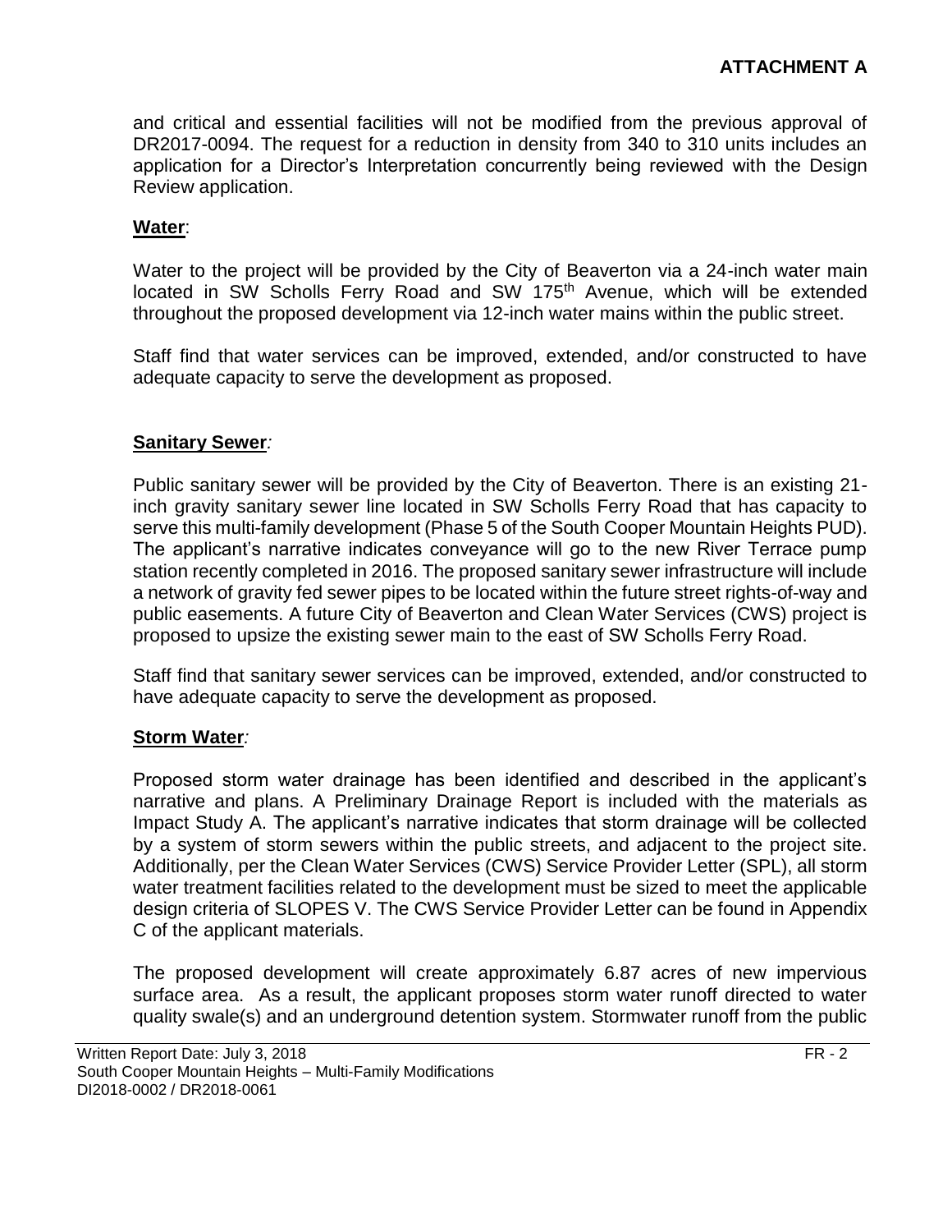**ATTACHMENT A**

and critical and essential facilities will not be modified from the previous approval of DR2017-0094. The request for a reduction in density from 340 to 310 units includes an application for a Director's Interpretation concurrently being reviewed with the Design Review application.

**Water**:

Water to the project will be provided by the City of Beaverton via a 24-inch water main located in SW Scholls Ferry Road and SW 175th Avenue, which will be extended throughout the proposed development via 12-inch water mains within the public street.

Staff find that water services can be improved, extended, and/or constructed to have adequate capacity to serve the development as proposed.

**Sanitary Sewer***:*

Public sanitary sewer will be provided by the City of Beaverton. There is an existing 21-inch gravity sanitary sewer line located in SW Scholls Ferry Road that has capacity to serve this multi-family development (Phase 5 of the South Cooper Mountain Heights PUD). The applicant's narrative indicates conveyance will go to the new River Terrace pump station recently completed in 2016. The proposed sanitary sewer infrastructure will include a network of gravity fed sewer pipes to be located within the future street rights-of-way and public easements. A future City of Beaverton and Clean Water Services (CWS) project is proposed to upsize the existing sewer main to the east of SW Scholls Ferry Road.

Staff find that sanitary sewer services can be improved, extended, and/or constructed to have adequate capacity to serve the development as proposed.

**Storm Water***:*

Proposed storm water drainage has been identified and described in the applicant's narrative and plans. A Preliminary Drainage Report is included with the materials as Impact Study A. The applicant's narrative indicates that storm drainage will be collected by a system of storm sewers within the public streets, and adjacent to the project site. Additionally, per the Clean Water Services (CWS) Service Provider Letter (SPL), all storm water treatment facilities related to the development must be sized to meet the applicable design criteria of SLOPES V. The CWS Service Provider Letter can be found in Appendix C of the applicant materials.

The proposed development will create approximately 6.87 acres of new impervious surface area. As a result, the applicant proposes storm water runoff directed to water quality swale(s) and an underground detention system. Stormwater runoff from the public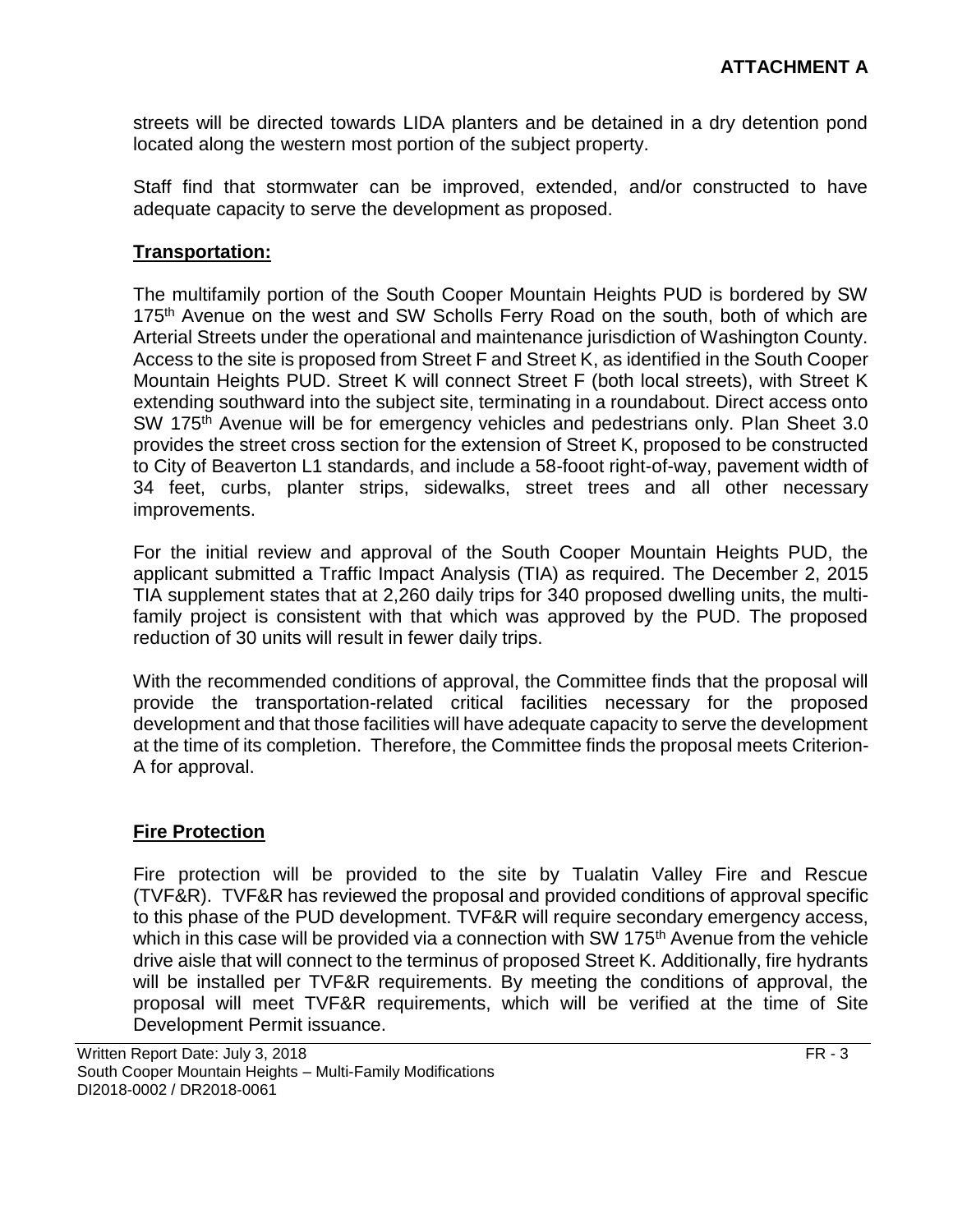streets will be directed towards LIDA planters and be detained in a dry detention pond located along the western most portion of the subject property.

Staff find that stormwater can be improved, extended, and/or constructed to have adequate capacity to serve the development as proposed.

**Transportation:**

The multifamily portion of the South Cooper Mountain Heights PUD is bordered by SW 175th Avenue on the west and SW Scholls Ferry Road on the south, both of which are Arterial Streets under the operational and maintenance jurisdiction of Washington County. Access to the site is proposed from Street F and Street K, as identified in the South Cooper Mountain Heights PUD. Street K will connect Street F (both local streets), with Street K extending southward into the subject site, terminating in a roundabout. Direct access onto SW 175th Avenue will be for emergency vehicles and pedestrians only. Plan Sheet 3.0 provides the street cross section for the extension of Street K, proposed to be constructed to City of Beaverton L1 standards, and include a 58-fooot right-of-way, pavement width of 34 feet, curbs, planter strips, sidewalks, street trees and all other necessary improvements.

For the initial review and approval of the South Cooper Mountain Heights PUD, the applicant submitted a Traffic Impact Analysis (TIA) as required. The December 2, 2015 TIA supplement states that at 2,260 daily trips for 340 proposed dwelling units, the multi-family project is consistent with that which was approved by the PUD. The proposed reduction of 30 units will result in fewer daily trips.

With the recommended conditions of approval, the Committee finds that the proposal will provide the transportation-related critical facilities necessary for the proposed development and that those facilities will have adequate capacity to serve the development at the time of its completion. Therefore, the Committee finds the proposal meets Criterion-A for approval.

**Fire Protection**

Fire protection will be provided to the site by Tualatin Valley Fire and Rescue (TVF&R). TVF&R has reviewed the proposal and provided conditions of approval specific to this phase of the PUD development. TVF&R will require secondary emergency access, which in this case will be provided via a connection with SW 175th Avenue from the vehicle drive aisle that will connect to the terminus of proposed Street K. Additionally, fire hydrants will be installed per TVF&R requirements. By meeting the conditions of approval, the proposal will meet TVF&R requirements, which will be verified at the time of Site Development Permit issuance.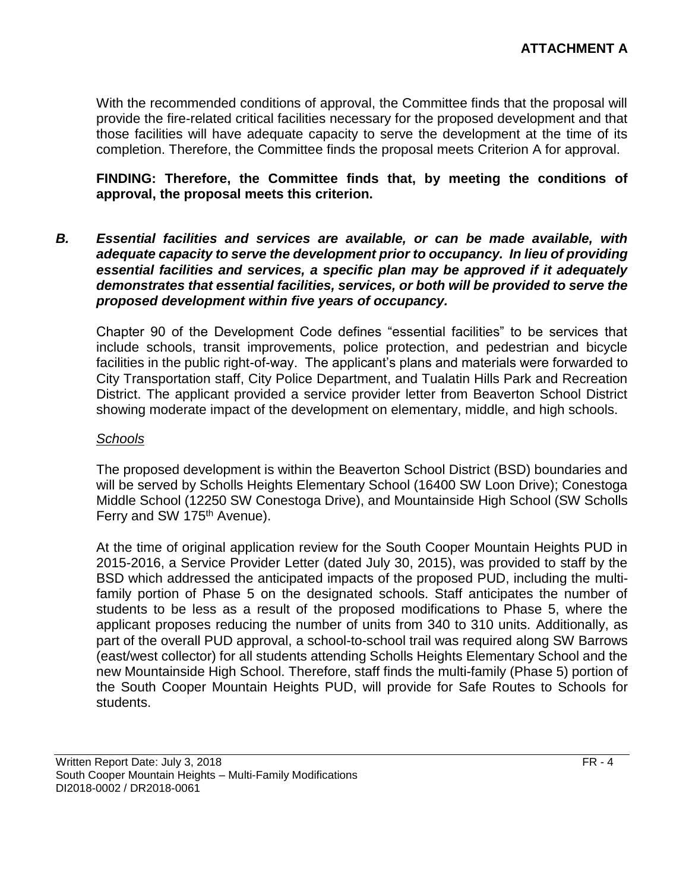With the recommended conditions of approval, the Committee finds that the proposal will provide the fire-related critical facilities necessary for the proposed development and that those facilities will have adequate capacity to serve the development at the time of its completion. Therefore, the Committee finds the proposal meets Criterion A for approval.

**FINDING: Therefore, the Committee finds that, by meeting the conditions of approval, the proposal meets this criterion.**

***B. Essential facilities and services are available, or can be made available, with adequate capacity to serve the development prior to occupancy. In lieu of providing essential facilities and services, a specific plan may be approved if it adequately demonstrates that essential facilities, services, or both will be provided to serve the proposed development within five years of occupancy.***

Chapter 90 of the Development Code defines "essential facilities" to be services that include schools, transit improvements, police protection, and pedestrian and bicycle facilities in the public right-of-way. The applicant's plans and materials were forwarded to City Transportation staff, City Police Department, and Tualatin Hills Park and Recreation District. The applicant provided a service provider letter from Beaverton School District showing moderate impact of the development on elementary, middle, and high schools.

*Schools*

The proposed development is within the Beaverton School District (BSD) boundaries and will be served by Scholls Heights Elementary School (16400 SW Loon Drive); Conestoga Middle School (12250 SW Conestoga Drive), and Mountainside High School (SW Scholls Ferry and SW 175th Avenue).

At the time of original application review for the South Cooper Mountain Heights PUD in 2015-2016, a Service Provider Letter (dated July 30, 2015), was provided to staff by the BSD which addressed the anticipated impacts of the proposed PUD, including the multi-family portion of Phase 5 on the designated schools. Staff anticipates the number of students to be less as a result of the proposed modifications to Phase 5, where the applicant proposes reducing the number of units from 340 to 310 units. Additionally, as part of the overall PUD approval, a school-to-school trail was required along SW Barrows (east/west collector) for all students attending Scholls Heights Elementary School and the new Mountainside High School. Therefore, staff finds the multi-family (Phase 5) portion of the South Cooper Mountain Heights PUD, will provide for Safe Routes to Schools for students.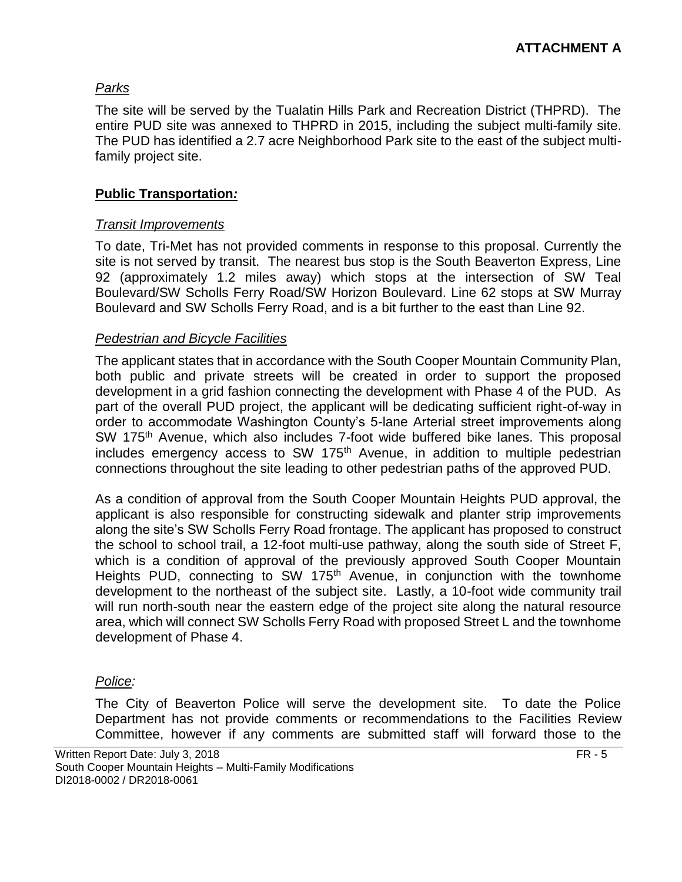*Parks*

The site will be served by the Tualatin Hills Park and Recreation District (THPRD). The entire PUD site was annexed to THPRD in 2015, including the subject multi-family site. The PUD has identified a 2.7 acre Neighborhood Park site to the east of the subject multi-family project site.

**Public Transportation*:***

*Transit Improvements*

To date, Tri-Met has not provided comments in response to this proposal. Currently the site is not served by transit. The nearest bus stop is the South Beaverton Express, Line 92 (approximately 1.2 miles away) which stops at the intersection of SW Teal Boulevard/SW Scholls Ferry Road/SW Horizon Boulevard. Line 62 stops at SW Murray Boulevard and SW Scholls Ferry Road, and is a bit further to the east than Line 92.

*Pedestrian and Bicycle Facilities*

The applicant states that in accordance with the South Cooper Mountain Community Plan, both public and private streets will be created in order to support the proposed development in a grid fashion connecting the development with Phase 4 of the PUD. As part of the overall PUD project, the applicant will be dedicating sufficient right-of-way in order to accommodate Washington County's 5-lane Arterial street improvements along SW 175th Avenue, which also includes 7-foot wide buffered bike lanes. This proposal includes emergency access to SW 175th Avenue, in addition to multiple pedestrian connections throughout the site leading to other pedestrian paths of the approved PUD.

As a condition of approval from the South Cooper Mountain Heights PUD approval, the applicant is also responsible for constructing sidewalk and planter strip improvements along the site's SW Scholls Ferry Road frontage. The applicant has proposed to construct the school to school trail, a 12-foot multi-use pathway, along the south side of Street F, which is a condition of approval of the previously approved South Cooper Mountain Heights PUD, connecting to SW 175th Avenue, in conjunction with the townhome development to the northeast of the subject site. Lastly, a 10-foot wide community trail will run north-south near the eastern edge of the project site along the natural resource area, which will connect SW Scholls Ferry Road with proposed Street L and the townhome development of Phase 4.

*Police:*

The City of Beaverton Police will serve the development site. To date the Police Department has not provide comments or recommendations to the Facilities Review Committee, however if any comments are submitted staff will forward those to the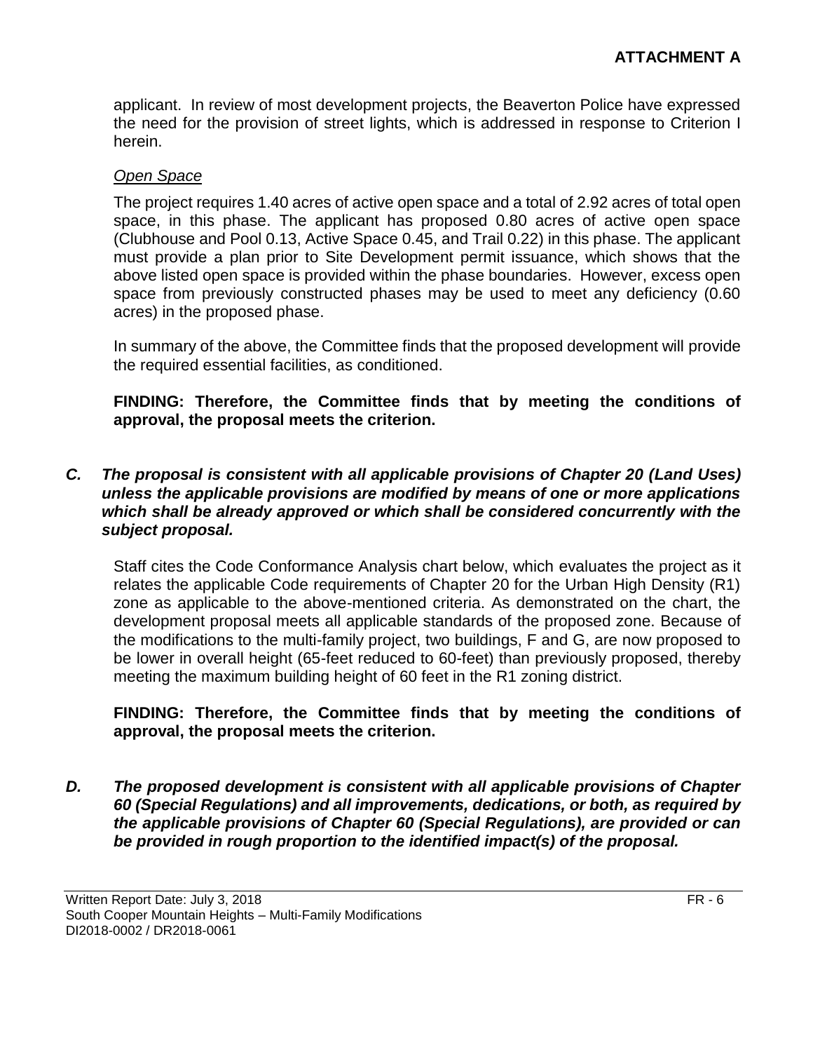applicant. In review of most development projects, the Beaverton Police have expressed the need for the provision of street lights, which is addressed in response to Criterion I herein.

*Open Space*

The project requires 1.40 acres of active open space and a total of 2.92 acres of total open space, in this phase. The applicant has proposed 0.80 acres of active open space (Clubhouse and Pool 0.13, Active Space 0.45, and Trail 0.22) in this phase. The applicant must provide a plan prior to Site Development permit issuance, which shows that the above listed open space is provided within the phase boundaries. However, excess open space from previously constructed phases may be used to meet any deficiency (0.60 acres) in the proposed phase.

In summary of the above, the Committee finds that the proposed development will provide the required essential facilities, as conditioned.

**FINDING: Therefore, the Committee finds that by meeting the conditions of approval, the proposal meets the criterion.**

***C. The proposal is consistent with all applicable provisions of Chapter 20 (Land Uses) unless the applicable provisions are modified by means of one or more applications which shall be already approved or which shall be considered concurrently with the subject proposal.***

Staff cites the Code Conformance Analysis chart below, which evaluates the project as it relates the applicable Code requirements of Chapter 20 for the Urban High Density (R1) zone as applicable to the above-mentioned criteria. As demonstrated on the chart, the development proposal meets all applicable standards of the proposed zone. Because of the modifications to the multi-family project, two buildings, F and G, are now proposed to be lower in overall height (65-feet reduced to 60-feet) than previously proposed, thereby meeting the maximum building height of 60 feet in the R1 zoning district.

**FINDING: Therefore, the Committee finds that by meeting the conditions of approval, the proposal meets the criterion.**

***D. The proposed development is consistent with all applicable provisions of Chapter 60 (Special Regulations) and all improvements, dedications, or both, as required by the applicable provisions of Chapter 60 (Special Regulations), are provided or can be provided in rough proportion to the identified impact(s) of the proposal.***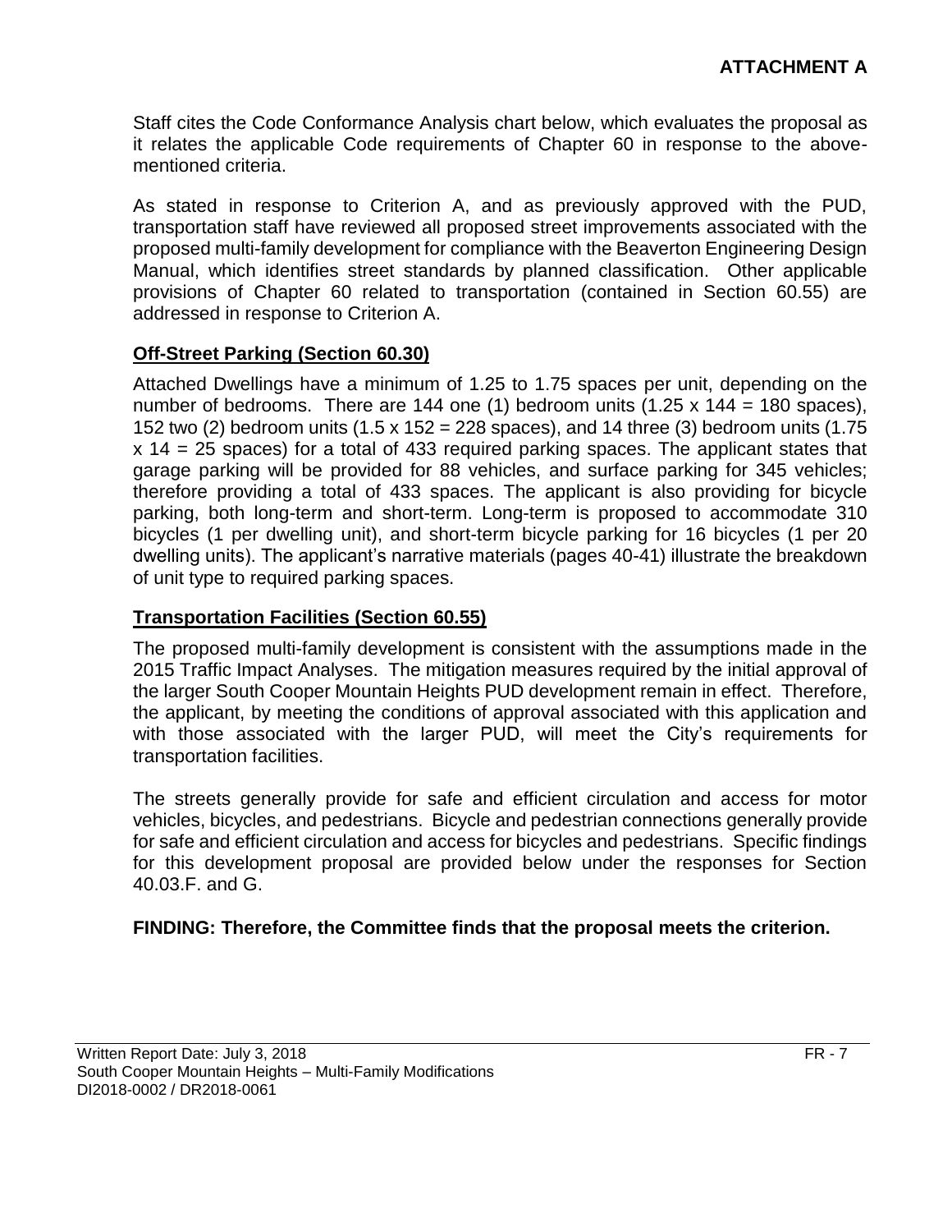**ATTACHMENT A**

Staff cites the Code Conformance Analysis chart below, which evaluates the proposal as it relates the applicable Code requirements of Chapter 60 in response to the above-mentioned criteria.

As stated in response to Criterion A, and as previously approved with the PUD, transportation staff have reviewed all proposed street improvements associated with the proposed multi-family development for compliance with the Beaverton Engineering Design Manual, which identifies street standards by planned classification. Other applicable provisions of Chapter 60 related to transportation (contained in Section 60.55) are addressed in response to Criterion A.

**Off-Street Parking (Section 60.30)**

Attached Dwellings have a minimum of 1.25 to 1.75 spaces per unit, depending on the number of bedrooms. There are 144 one (1) bedroom units (1.25 x 144 = 180 spaces), 152 two (2) bedroom units (1.5 x 152 = 228 spaces), and 14 three (3) bedroom units (1.75 x 14 = 25 spaces) for a total of 433 required parking spaces. The applicant states that garage parking will be provided for 88 vehicles, and surface parking for 345 vehicles; therefore providing a total of 433 spaces. The applicant is also providing for bicycle parking, both long-term and short-term. Long-term is proposed to accommodate 310 bicycles (1 per dwelling unit), and short-term bicycle parking for 16 bicycles (1 per 20 dwelling units). The applicant's narrative materials (pages 40-41) illustrate the breakdown of unit type to required parking spaces.

**Transportation Facilities (Section 60.55)**

The proposed multi-family development is consistent with the assumptions made in the 2015 Traffic Impact Analyses. The mitigation measures required by the initial approval of the larger South Cooper Mountain Heights PUD development remain in effect. Therefore, the applicant, by meeting the conditions of approval associated with this application and with those associated with the larger PUD, will meet the City's requirements for transportation facilities.

The streets generally provide for safe and efficient circulation and access for motor vehicles, bicycles, and pedestrians. Bicycle and pedestrian connections generally provide for safe and efficient circulation and access for bicycles and pedestrians. Specific findings for this development proposal are provided below under the responses for Section 40.03.F. and G.

**FINDING: Therefore, the Committee finds that the proposal meets the criterion.**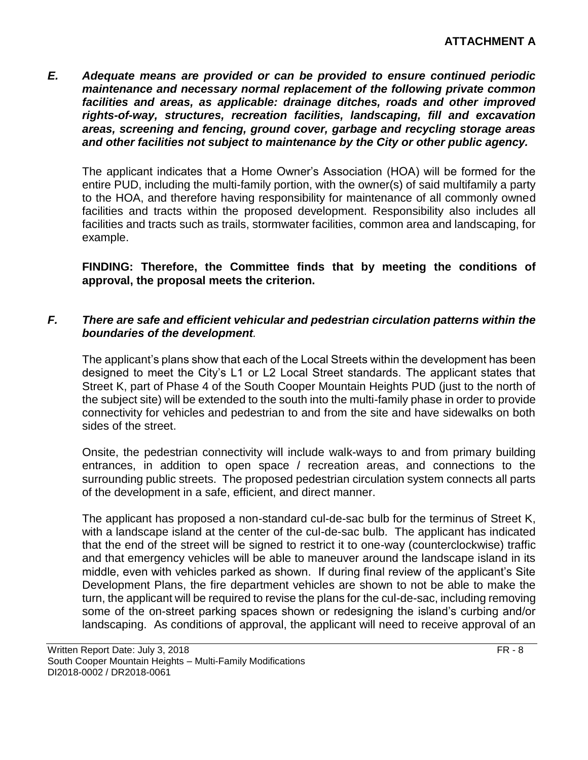***E. Adequate means are provided or can be provided to ensure continued periodic maintenance and necessary normal replacement of the following private common facilities and areas, as applicable: drainage ditches, roads and other improved rights-of-way, structures, recreation facilities, landscaping, fill and excavation areas, screening and fencing, ground cover, garbage and recycling storage areas and other facilities not subject to maintenance by the City or other public agency.***

The applicant indicates that a Home Owner's Association (HOA) will be formed for the entire PUD, including the multi-family portion, with the owner(s) of said multifamily a party to the HOA, and therefore having responsibility for maintenance of all commonly owned facilities and tracts within the proposed development. Responsibility also includes all facilities and tracts such as trails, stormwater facilities, common area and landscaping, for example.

**FINDING: Therefore, the Committee finds that by meeting the conditions of approval, the proposal meets the criterion.**

***F. There are safe and efficient vehicular and pedestrian circulation patterns within the boundaries of the development.***

The applicant's plans show that each of the Local Streets within the development has been designed to meet the City's L1 or L2 Local Street standards. The applicant states that Street K, part of Phase 4 of the South Cooper Mountain Heights PUD (just to the north of the subject site) will be extended to the south into the multi-family phase in order to provide connectivity for vehicles and pedestrian to and from the site and have sidewalks on both sides of the street.

Onsite, the pedestrian connectivity will include walk-ways to and from primary building entrances, in addition to open space / recreation areas, and connections to the surrounding public streets. The proposed pedestrian circulation system connects all parts of the development in a safe, efficient, and direct manner.

The applicant has proposed a non-standard cul-de-sac bulb for the terminus of Street K, with a landscape island at the center of the cul-de-sac bulb. The applicant has indicated that the end of the street will be signed to restrict it to one-way (counterclockwise) traffic and that emergency vehicles will be able to maneuver around the landscape island in its middle, even with vehicles parked as shown. If during final review of the applicant's Site Development Plans, the fire department vehicles are shown to not be able to make the turn, the applicant will be required to revise the plans for the cul-de-sac, including removing some of the on-street parking spaces shown or redesigning the island's curbing and/or landscaping. As conditions of approval, the applicant will need to receive approval of an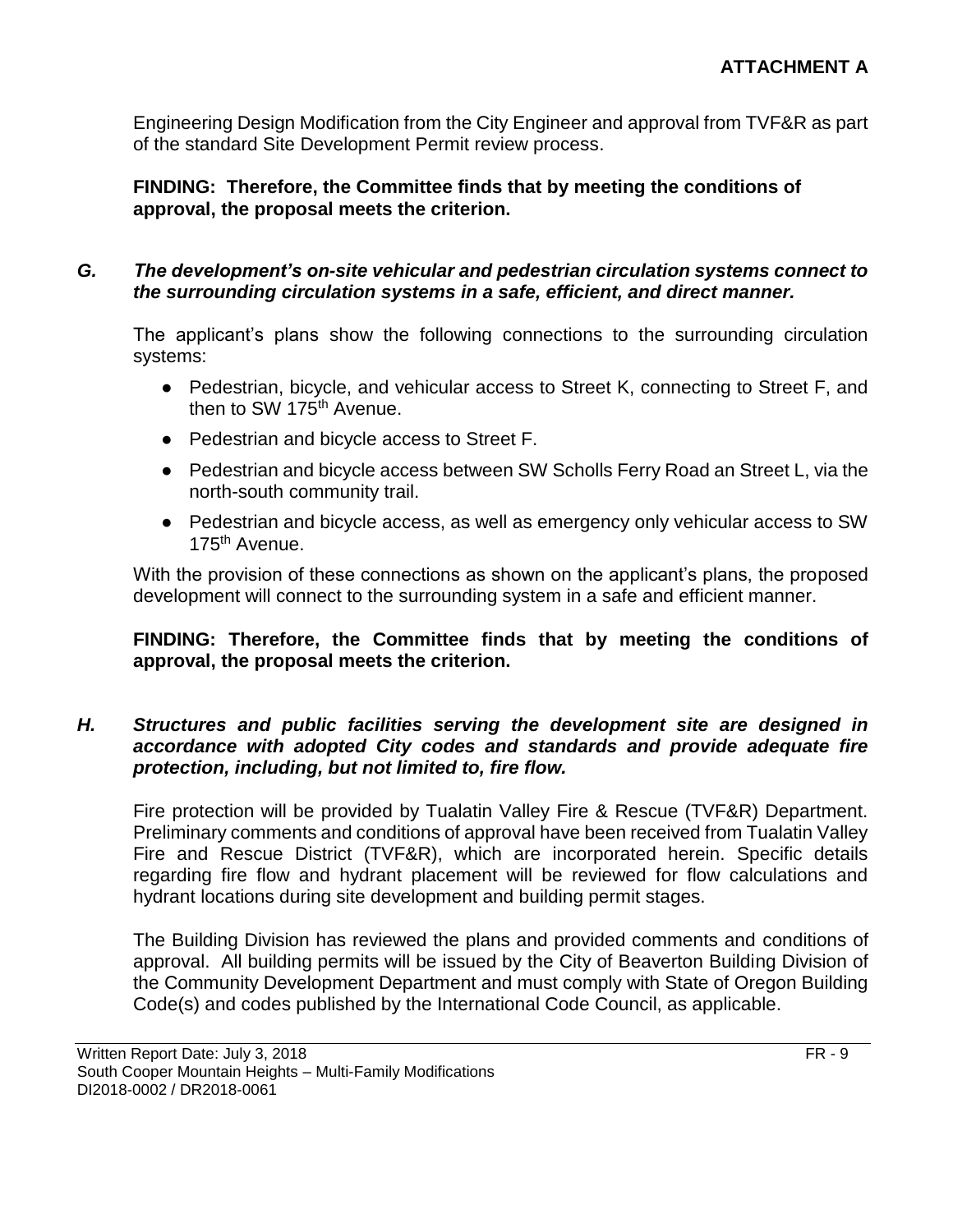Engineering Design Modification from the City Engineer and approval from TVF&R as part of the standard Site Development Permit review process.

**FINDING: Therefore, the Committee finds that by meeting the conditions of approval, the proposal meets the criterion.**

***G. The development's on-site vehicular and pedestrian circulation systems connect to the surrounding circulation systems in a safe, efficient, and direct manner.***

The applicant's plans show the following connections to the surrounding circulation systems:

- Pedestrian, bicycle, and vehicular access to Street K, connecting to Street F, and then to SW 175th Avenue.
- Pedestrian and bicycle access to Street F.
- Pedestrian and bicycle access between SW Scholls Ferry Road an Street L, via the north-south community trail.
- Pedestrian and bicycle access, as well as emergency only vehicular access to SW 175th Avenue.

With the provision of these connections as shown on the applicant's plans, the proposed development will connect to the surrounding system in a safe and efficient manner.

**FINDING: Therefore, the Committee finds that by meeting the conditions of approval, the proposal meets the criterion.**

***H. Structures and public facilities serving the development site are designed in accordance with adopted City codes and standards and provide adequate fire protection, including, but not limited to, fire flow.***

Fire protection will be provided by Tualatin Valley Fire & Rescue (TVF&R) Department. Preliminary comments and conditions of approval have been received from Tualatin Valley Fire and Rescue District (TVF&R), which are incorporated herein. Specific details regarding fire flow and hydrant placement will be reviewed for flow calculations and hydrant locations during site development and building permit stages.

The Building Division has reviewed the plans and provided comments and conditions of approval. All building permits will be issued by the City of Beaverton Building Division of the Community Development Department and must comply with State of Oregon Building Code(s) and codes published by the International Code Council, as applicable.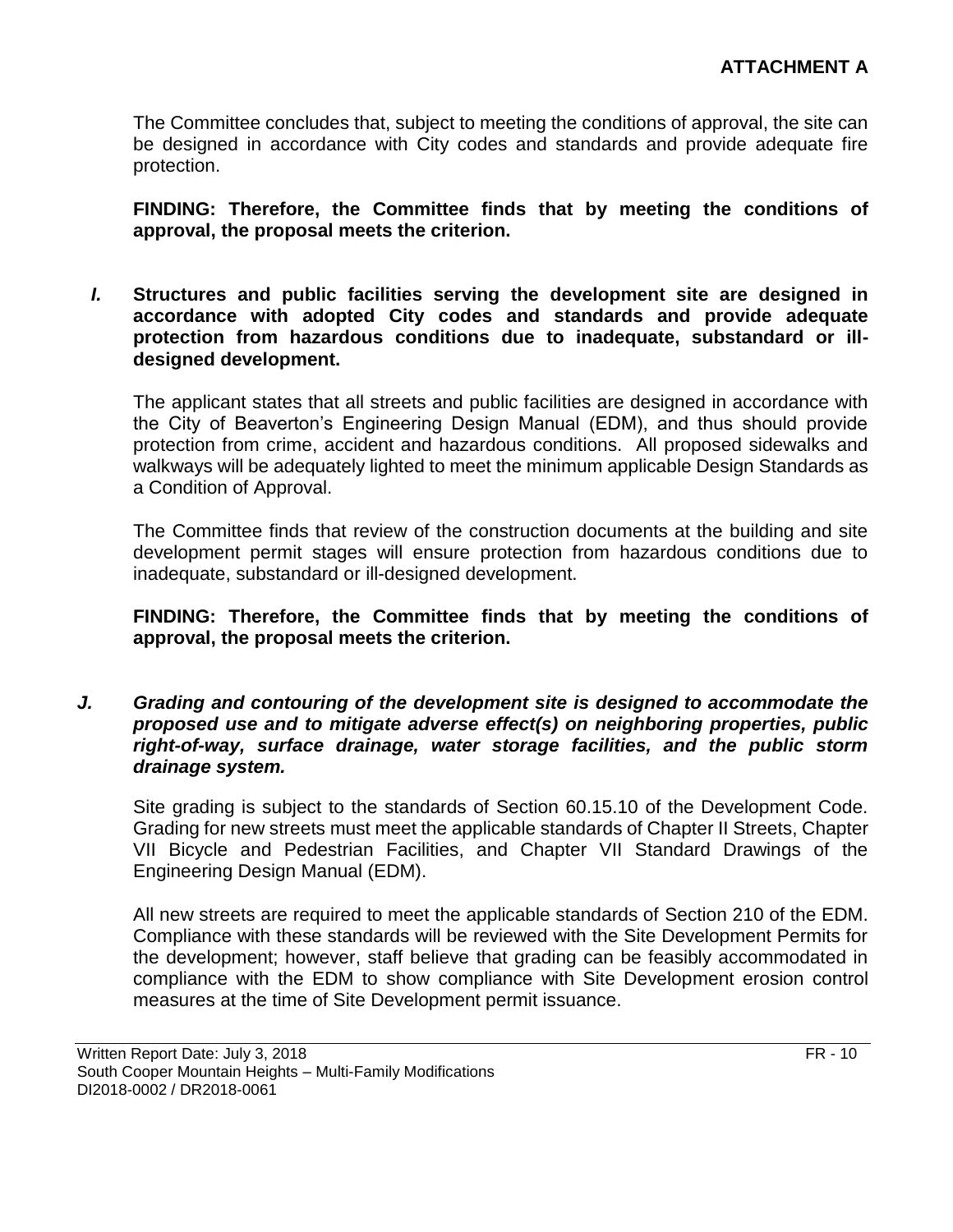The Committee concludes that, subject to meeting the conditions of approval, the site can be designed in accordance with City codes and standards and provide adequate fire protection.

**FINDING: Therefore, the Committee finds that by meeting the conditions of approval, the proposal meets the criterion.**

***I.*** **Structures and public facilities serving the development site are designed in accordance with adopted City codes and standards and provide adequate protection from hazardous conditions due to inadequate, substandard or ill-designed development.**

The applicant states that all streets and public facilities are designed in accordance with the City of Beaverton's Engineering Design Manual (EDM), and thus should provide protection from crime, accident and hazardous conditions. All proposed sidewalks and walkways will be adequately lighted to meet the minimum applicable Design Standards as a Condition of Approval.

The Committee finds that review of the construction documents at the building and site development permit stages will ensure protection from hazardous conditions due to inadequate, substandard or ill-designed development.

**FINDING: Therefore, the Committee finds that by meeting the conditions of approval, the proposal meets the criterion.**

***J. Grading and contouring of the development site is designed to accommodate the proposed use and to mitigate adverse effect(s) on neighboring properties, public right-of-way, surface drainage, water storage facilities, and the public storm drainage system.***

Site grading is subject to the standards of Section 60.15.10 of the Development Code. Grading for new streets must meet the applicable standards of Chapter II Streets, Chapter VII Bicycle and Pedestrian Facilities, and Chapter VII Standard Drawings of the Engineering Design Manual (EDM).

All new streets are required to meet the applicable standards of Section 210 of the EDM. Compliance with these standards will be reviewed with the Site Development Permits for the development; however, staff believe that grading can be feasibly accommodated in compliance with the EDM to show compliance with Site Development erosion control measures at the time of Site Development permit issuance.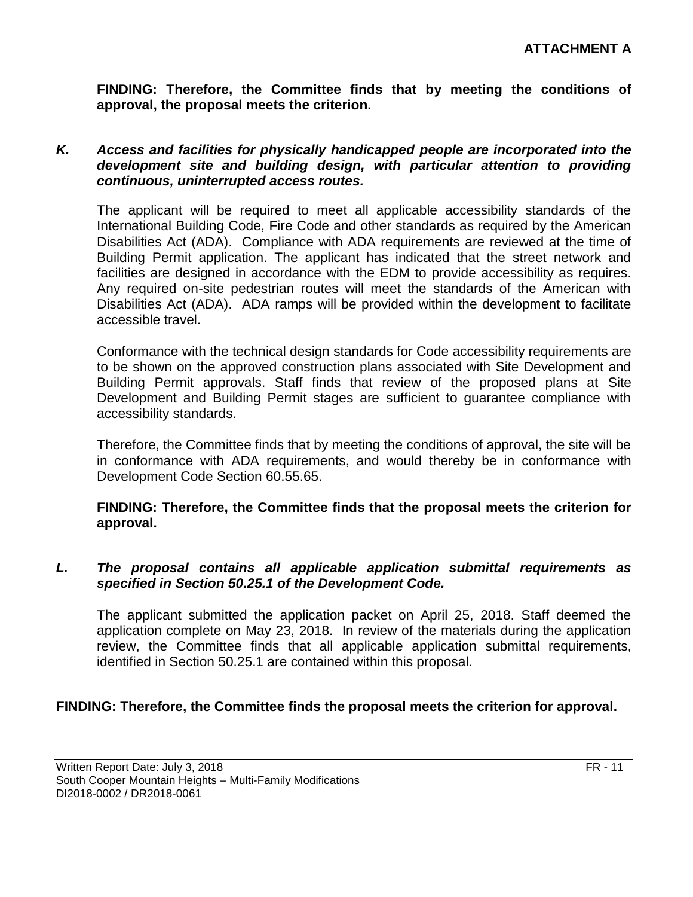**FINDING: Therefore, the Committee finds that by meeting the conditions of approval, the proposal meets the criterion.**

***K. Access and facilities for physically handicapped people are incorporated into the development site and building design, with particular attention to providing continuous, uninterrupted access routes.***

The applicant will be required to meet all applicable accessibility standards of the International Building Code, Fire Code and other standards as required by the American Disabilities Act (ADA). Compliance with ADA requirements are reviewed at the time of Building Permit application. The applicant has indicated that the street network and facilities are designed in accordance with the EDM to provide accessibility as requires. Any required on-site pedestrian routes will meet the standards of the American with Disabilities Act (ADA). ADA ramps will be provided within the development to facilitate accessible travel.

Conformance with the technical design standards for Code accessibility requirements are to be shown on the approved construction plans associated with Site Development and Building Permit approvals. Staff finds that review of the proposed plans at Site Development and Building Permit stages are sufficient to guarantee compliance with accessibility standards.

Therefore, the Committee finds that by meeting the conditions of approval, the site will be in conformance with ADA requirements, and would thereby be in conformance with Development Code Section 60.55.65.

**FINDING: Therefore, the Committee finds that the proposal meets the criterion for approval.**

***L. The proposal contains all applicable application submittal requirements as specified in Section 50.25.1 of the Development Code.***

The applicant submitted the application packet on April 25, 2018. Staff deemed the application complete on May 23, 2018. In review of the materials during the application review, the Committee finds that all applicable application submittal requirements, identified in Section 50.25.1 are contained within this proposal.

**FINDING: Therefore, the Committee finds the proposal meets the criterion for approval.**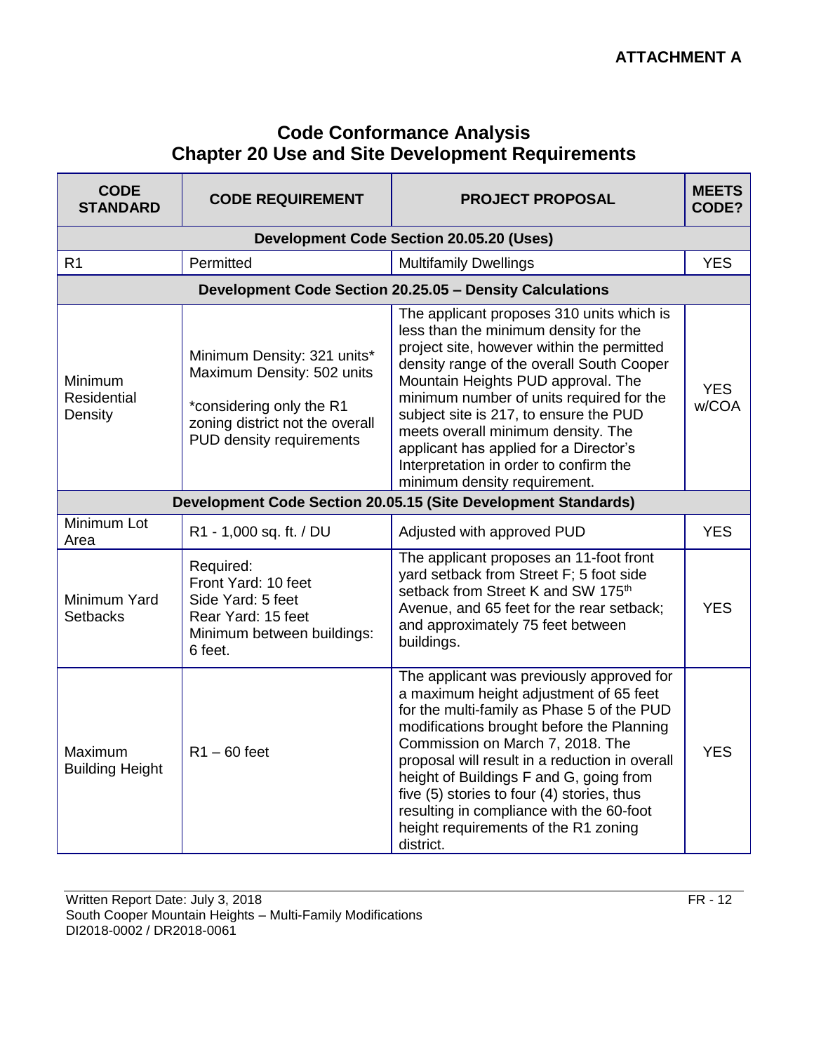**ATTACHMENT A**

# Code Conformance Analysis
## Chapter 20 Use and Site Development Requirements

| CODE STANDARD | CODE REQUIREMENT | PROJECT PROPOSAL | MEETS CODE? |
|---|---|---|---|
| **Development Code Section 20.05.20 (Uses)** | | | |
| R1 | Permitted | Multifamily Dwellings | YES |
| **Development Code Section 20.25.05 – Density Calculations** | | | |
| Minimum Residential Density | Minimum Density: 321 units*<br>Maximum Density: 502 units<br><br>*considering only the R1 zoning district not the overall PUD density requirements | The applicant proposes 310 units which is less than the minimum density for the project site, however within the permitted density range of the overall South Cooper Mountain Heights PUD approval. The minimum number of units required for the subject site is 217, to ensure the PUD meets overall minimum density. The applicant has applied for a Director's Interpretation in order to confirm the minimum density requirement. | YES w/COA |
| **Development Code Section 20.05.15 (Site Development Standards)** | | | |
| Minimum Lot Area | R1 - 1,000 sq. ft. / DU | Adjusted with approved PUD | YES |
| Minimum Yard Setbacks | Required:<br>Front Yard: 10 feet<br>Side Yard: 5 feet<br>Rear Yard: 15 feet<br>Minimum between buildings: 6 feet. | The applicant proposes an 11-foot front yard setback from Street F; 5 foot side setback from Street K and SW 175th Avenue, and 65 feet for the rear setback; and approximately 75 feet between buildings. | YES |
| Maximum Building Height | R1 – 60 feet | The applicant was previously approved for a maximum height adjustment of 65 feet for the multi-family as Phase 5 of the PUD modifications brought before the Planning Commission on March 7, 2018. The proposal will result in a reduction in overall height of Buildings F and G, going from five (5) stories to four (4) stories, thus resulting in compliance with the 60-foot height requirements of the R1 zoning district. | YES |

Written Report Date: July 3, 2018
South Cooper Mountain Heights – Multi-Family Modifications
DI2018-0002 / DR2018-0061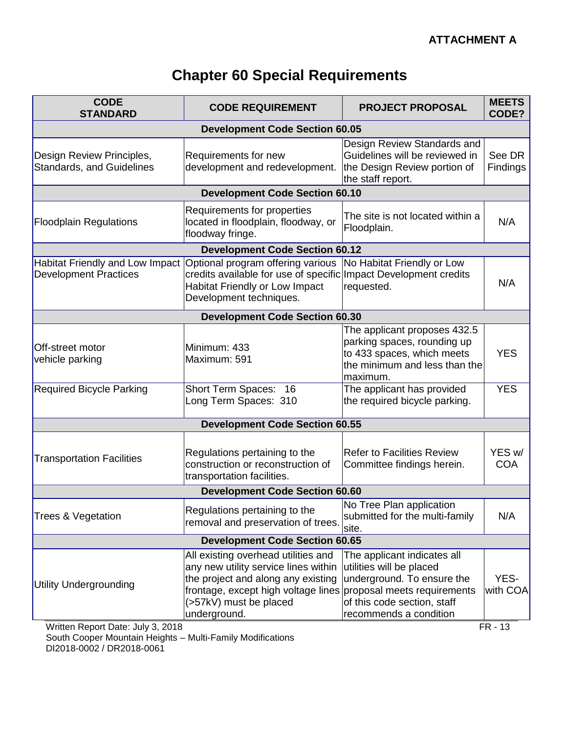**ATTACHMENT A**

# Chapter 60 Special Requirements

| CODE STANDARD | CODE REQUIREMENT | PROJECT PROPOSAL | MEETS CODE? |
|---|---|---|---|
| **Development Code Section 60.05** | | | |
| Design Review Principles, Standards, and Guidelines | Requirements for new development and redevelopment. | Design Review Standards and Guidelines will be reviewed in the Design Review portion of the staff report. | See DR Findings |
| **Development Code Section 60.10** | | | |
| Floodplain Regulations | Requirements for properties located in floodplain, floodway, or floodway fringe. | The site is not located within a Floodplain. | N/A |
| **Development Code Section 60.12** | | | |
| Habitat Friendly and Low Impact Development Practices | Optional program offering various credits available for use of specific Habitat Friendly or Low Impact Development techniques. | No Habitat Friendly or Low Impact Development credits requested. | N/A |
| **Development Code Section 60.30** | | | |
| Off-street motor vehicle parking | Minimum: 433<br>Maximum: 591 | The applicant proposes 432.5 parking spaces, rounding up to 433 spaces, which meets the minimum and less than the maximum. | YES |
| Required Bicycle Parking | Short Term Spaces: 16<br>Long Term Spaces: 310 | The applicant has provided the required bicycle parking. | YES |
| **Development Code Section 60.55** | | | |
| Transportation Facilities | Regulations pertaining to the construction or reconstruction of transportation facilities. | Refer to Facilities Review Committee findings herein. | YES w/ COA |
| **Development Code Section 60.60** | | | |
| Trees & Vegetation | Regulations pertaining to the removal and preservation of trees. | No Tree Plan application submitted for the multi-family site. | N/A |
| **Development Code Section 60.65** | | | |
| Utility Undergrounding | All existing overhead utilities and any new utility service lines within the project and along any existing frontage, except high voltage lines (>57kV) must be placed underground. | The applicant indicates all utilities will be placed underground. To ensure the proposal meets requirements of this code section, staff recommends a condition | YES-with COA |

Written Report Date: July 3, 2018
South Cooper Mountain Heights – Multi-Family Modifications
DI2018-0002 / DR2018-0061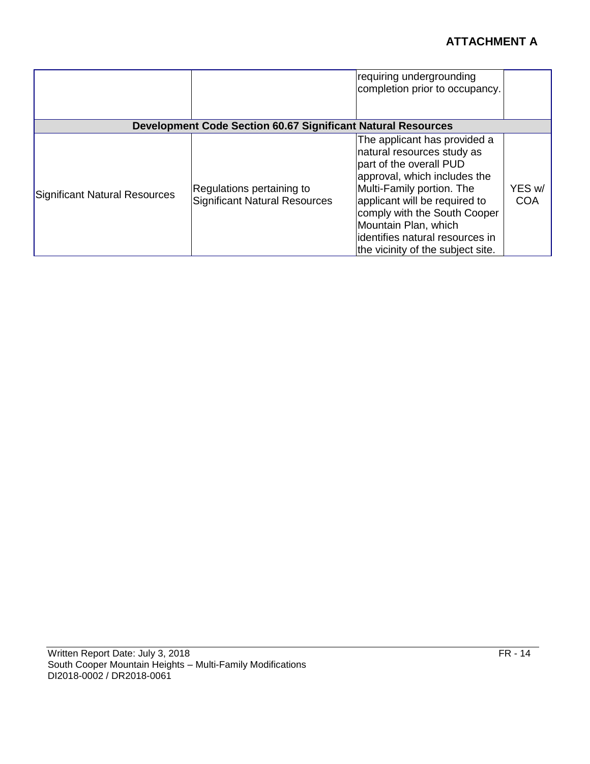**ATTACHMENT A**

| | | | |
|---|---|---|---|
| | | requiring undergrounding completion prior to occupancy. | |
| **Development Code Section 60.67 Significant Natural Resources** | | | |
| Significant Natural Resources | Regulations pertaining to Significant Natural Resources | The applicant has provided a natural resources study as part of the overall PUD approval, which includes the Multi-Family portion. The applicant will be required to comply with the South Cooper Mountain Plan, which identifies natural resources in the vicinity of the subject site. | YES w/ COA |

Written Report Date: July 3, 2018
South Cooper Mountain Heights – Multi-Family Modifications
DI2018-0002 / DR2018-0061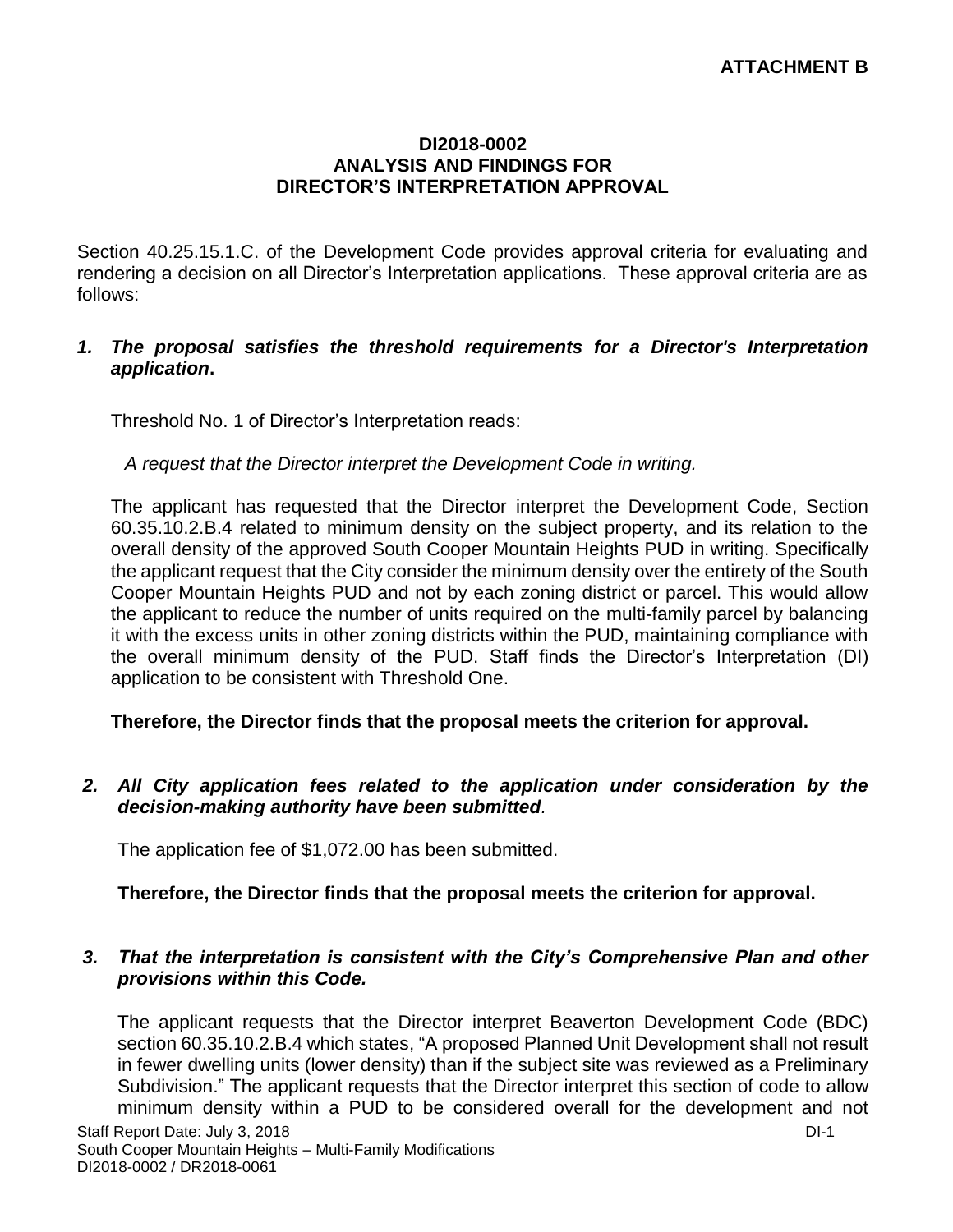**ATTACHMENT B**

**DI2018-0002**
**ANALYSIS AND FINDINGS FOR**
**DIRECTOR'S INTERPRETATION APPROVAL**

Section 40.25.15.1.C. of the Development Code provides approval criteria for evaluating and rendering a decision on all Director's Interpretation applications. These approval criteria are as follows:

1. ***The proposal satisfies the threshold requirements for a Director's Interpretation application*****.**

   Threshold No. 1 of Director's Interpretation reads:

   *A request that the Director interpret the Development Code in writing.*

   The applicant has requested that the Director interpret the Development Code, Section 60.35.10.2.B.4 related to minimum density on the subject property, and its relation to the overall density of the approved South Cooper Mountain Heights PUD in writing. Specifically the applicant request that the City consider the minimum density over the entirety of the South Cooper Mountain Heights PUD and not by each zoning district or parcel. This would allow the applicant to reduce the number of units required on the multi-family parcel by balancing it with the excess units in other zoning districts within the PUD, maintaining compliance with the overall minimum density of the PUD. Staff finds the Director's Interpretation (DI) application to be consistent with Threshold One.

   **Therefore, the Director finds that the proposal meets the criterion for approval.**

2. ***All City application fees related to the application under consideration by the decision-making authority have been submitted*.**

   The application fee of $1,072.00 has been submitted.

   **Therefore, the Director finds that the proposal meets the criterion for approval.**

3. ***That the interpretation is consistent with the City's Comprehensive Plan and other provisions within this Code.***

   The applicant requests that the Director interpret Beaverton Development Code (BDC) section 60.35.10.2.B.4 which states, "A proposed Planned Unit Development shall not result in fewer dwelling units (lower density) than if the subject site was reviewed as a Preliminary Subdivision." The applicant requests that the Director interpret this section of code to allow minimum density within a PUD to be considered overall for the development and not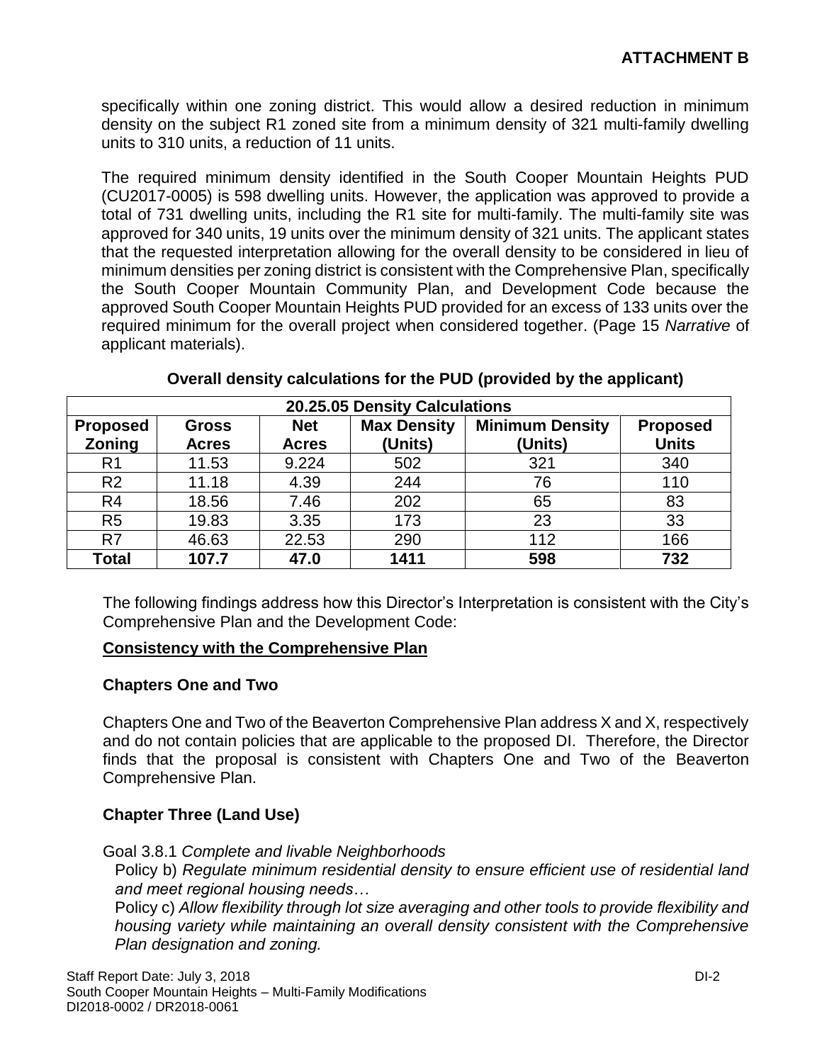**ATTACHMENT B**

specifically within one zoning district. This would allow a desired reduction in minimum density on the subject R1 zoned site from a minimum density of 321 multi-family dwelling units to 310 units, a reduction of 11 units.

The required minimum density identified in the South Cooper Mountain Heights PUD (CU2017-0005) is 598 dwelling units. However, the application was approved to provide a total of 731 dwelling units, including the R1 site for multi-family. The multi-family site was approved for 340 units, 19 units over the minimum density of 321 units. The applicant states that the requested interpretation allowing for the overall density to be considered in lieu of minimum densities per zoning district is consistent with the Comprehensive Plan, specifically the South Cooper Mountain Community Plan, and Development Code because the approved South Cooper Mountain Heights PUD provided for an excess of 133 units over the required minimum for the overall project when considered together. (Page 15 *Narrative* of applicant materials).

**Overall density calculations for the PUD (provided by the applicant)**

| 20.25.05 Density Calculations | | | | | |
|---|---|---|---|---|---|
| **Proposed Zoning** | **Gross Acres** | **Net Acres** | **Max Density (Units)** | **Minimum Density (Units)** | **Proposed Units** |
| R1 | 11.53 | 9.224 | 502 | 321 | 340 |
| R2 | 11.18 | 4.39 | 244 | 76 | 110 |
| R4 | 18.56 | 7.46 | 202 | 65 | 83 |
| R5 | 19.83 | 3.35 | 173 | 23 | 33 |
| R7 | 46.63 | 22.53 | 290 | 112 | 166 |
| **Total** | **107.7** | **47.0** | **1411** | **598** | **732** |

The following findings address how this Director's Interpretation is consistent with the City's Comprehensive Plan and the Development Code:

**Consistency with the Comprehensive Plan**

**Chapters One and Two**

Chapters One and Two of the Beaverton Comprehensive Plan address X and X, respectively and do not contain policies that are applicable to the proposed DI. Therefore, the Director finds that the proposal is consistent with Chapters One and Two of the Beaverton Comprehensive Plan.

**Chapter Three (Land Use)**

Goal 3.8.1 *Complete and livable Neighborhoods*

Policy b) *Regulate minimum residential density to ensure efficient use of residential land and meet regional housing needs…*

Policy c) *Allow flexibility through lot size averaging and other tools to provide flexibility and housing variety while maintaining an overall density consistent with the Comprehensive Plan designation and zoning.*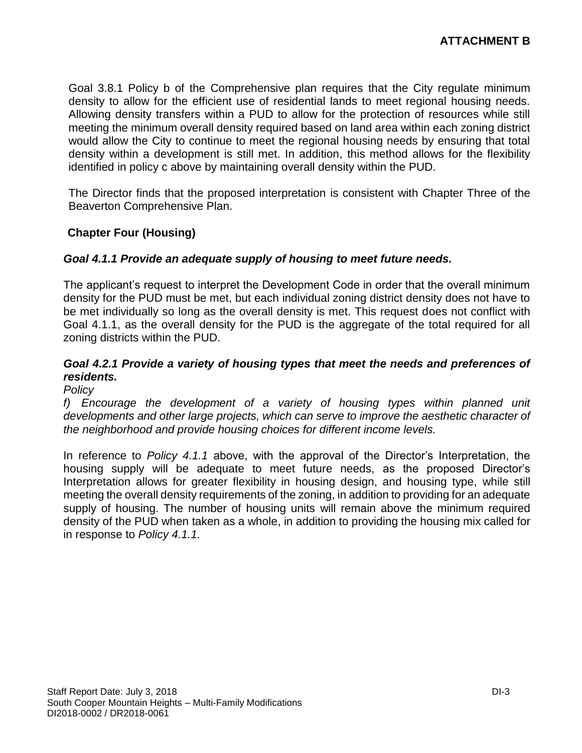**ATTACHMENT B**

Goal 3.8.1 Policy b of the Comprehensive plan requires that the City regulate minimum density to allow for the efficient use of residential lands to meet regional housing needs. Allowing density transfers within a PUD to allow for the protection of resources while still meeting the minimum overall density required based on land area within each zoning district would allow the City to continue to meet the regional housing needs by ensuring that total density within a development is still met. In addition, this method allows for the flexibility identified in policy c above by maintaining overall density within the PUD.

The Director finds that the proposed interpretation is consistent with Chapter Three of the Beaverton Comprehensive Plan.

**Chapter Four (Housing)**

***Goal 4.1.1 Provide an adequate supply of housing to meet future needs.***

The applicant's request to interpret the Development Code in order that the overall minimum density for the PUD must be met, but each individual zoning district density does not have to be met individually so long as the overall density is met. This request does not conflict with Goal 4.1.1, as the overall density for the PUD is the aggregate of the total required for all zoning districts within the PUD.

***Goal 4.2.1 Provide a variety of housing types that meet the needs and preferences of residents.***

*Policy*

*f) Encourage the development of a variety of housing types within planned unit developments and other large projects, which can serve to improve the aesthetic character of the neighborhood and provide housing choices for different income levels.*

In reference to *Policy 4.1.1* above, with the approval of the Director's Interpretation, the housing supply will be adequate to meet future needs, as the proposed Director's Interpretation allows for greater flexibility in housing design, and housing type, while still meeting the overall density requirements of the zoning, in addition to providing for an adequate supply of housing. The number of housing units will remain above the minimum required density of the PUD when taken as a whole, in addition to providing the housing mix called for in response to *Policy 4.1.1.*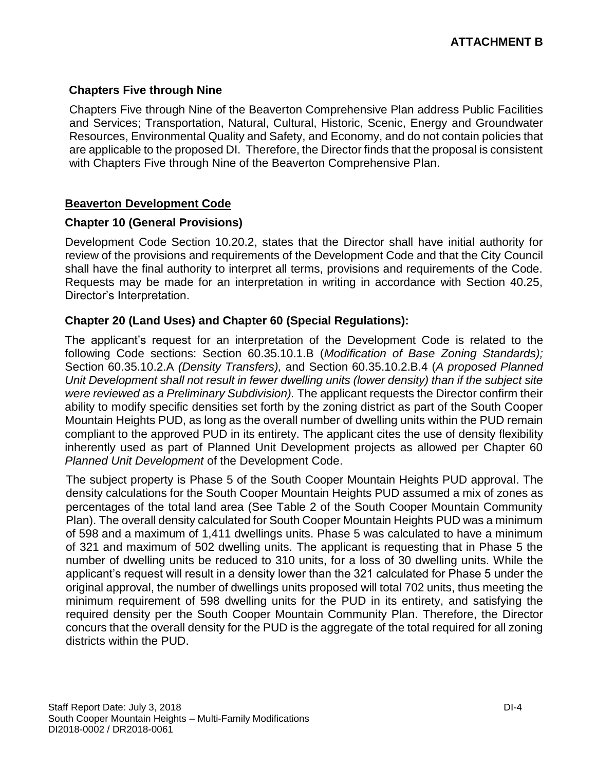**ATTACHMENT B**

### Chapters Five through Nine

Chapters Five through Nine of the Beaverton Comprehensive Plan address Public Facilities and Services; Transportation, Natural, Cultural, Historic, Scenic, Energy and Groundwater Resources, Environmental Quality and Safety, and Economy, and do not contain policies that are applicable to the proposed DI. Therefore, the Director finds that the proposal is consistent with Chapters Five through Nine of the Beaverton Comprehensive Plan.

## Beaverton Development Code

### Chapter 10 (General Provisions)

Development Code Section 10.20.2, states that the Director shall have initial authority for review of the provisions and requirements of the Development Code and that the City Council shall have the final authority to interpret all terms, provisions and requirements of the Code. Requests may be made for an interpretation in writing in accordance with Section 40.25, Director's Interpretation.

### Chapter 20 (Land Uses) and Chapter 60 (Special Regulations):

The applicant's request for an interpretation of the Development Code is related to the following Code sections: Section 60.35.10.1.B (*Modification of Base Zoning Standards);* Section 60.35.10.2.A *(Density Transfers),* and Section 60.35.10.2.B.4 (*A proposed Planned Unit Development shall not result in fewer dwelling units (lower density) than if the subject site were reviewed as a Preliminary Subdivision).* The applicant requests the Director confirm their ability to modify specific densities set forth by the zoning district as part of the South Cooper Mountain Heights PUD, as long as the overall number of dwelling units within the PUD remain compliant to the approved PUD in its entirety. The applicant cites the use of density flexibility inherently used as part of Planned Unit Development projects as allowed per Chapter 60 *Planned Unit Development* of the Development Code.

The subject property is Phase 5 of the South Cooper Mountain Heights PUD approval. The density calculations for the South Cooper Mountain Heights PUD assumed a mix of zones as percentages of the total land area (See Table 2 of the South Cooper Mountain Community Plan). The overall density calculated for South Cooper Mountain Heights PUD was a minimum of 598 and a maximum of 1,411 dwellings units. Phase 5 was calculated to have a minimum of 321 and maximum of 502 dwelling units. The applicant is requesting that in Phase 5 the number of dwelling units be reduced to 310 units, for a loss of 30 dwelling units. While the applicant's request will result in a density lower than the 321 calculated for Phase 5 under the original approval, the number of dwellings units proposed will total 702 units, thus meeting the minimum requirement of 598 dwelling units for the PUD in its entirety, and satisfying the required density per the South Cooper Mountain Community Plan. Therefore, the Director concurs that the overall density for the PUD is the aggregate of the total required for all zoning districts within the PUD.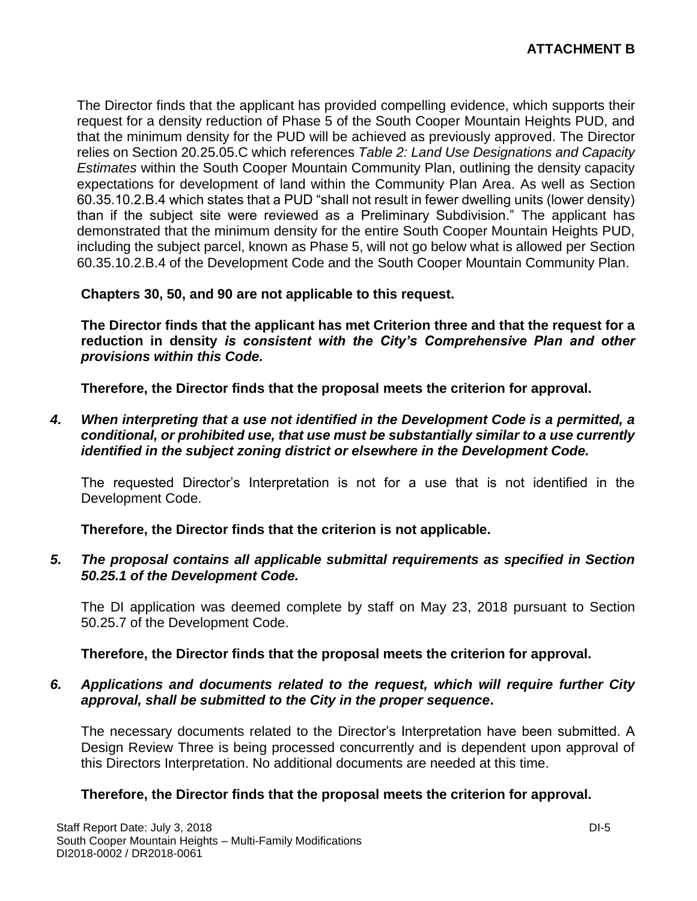The Director finds that the applicant has provided compelling evidence, which supports their request for a density reduction of Phase 5 of the South Cooper Mountain Heights PUD, and that the minimum density for the PUD will be achieved as previously approved. The Director relies on Section 20.25.05.C which references *Table 2: Land Use Designations and Capacity Estimates* within the South Cooper Mountain Community Plan, outlining the density capacity expectations for development of land within the Community Plan Area. As well as Section 60.35.10.2.B.4 which states that a PUD "shall not result in fewer dwelling units (lower density) than if the subject site were reviewed as a Preliminary Subdivision." The applicant has demonstrated that the minimum density for the entire South Cooper Mountain Heights PUD, including the subject parcel, known as Phase 5, will not go below what is allowed per Section 60.35.10.2.B.4 of the Development Code and the South Cooper Mountain Community Plan.

**Chapters 30, 50, and 90 are not applicable to this request.**

**The Director finds that the applicant has met Criterion three and that the request for a reduction in density *is consistent with the City's Comprehensive Plan and other provisions within this Code.***

**Therefore, the Director finds that the proposal meets the criterion for approval.**

***4. When interpreting that a use not identified in the Development Code is a permitted, a conditional, or prohibited use, that use must be substantially similar to a use currently identified in the subject zoning district or elsewhere in the Development Code.***

The requested Director's Interpretation is not for a use that is not identified in the Development Code.

**Therefore, the Director finds that the criterion is not applicable.**

***5. The proposal contains all applicable submittal requirements as specified in Section 50.25.1 of the Development Code.***

The DI application was deemed complete by staff on May 23, 2018 pursuant to Section 50.25.7 of the Development Code.

**Therefore, the Director finds that the proposal meets the criterion for approval.**

***6. Applications and documents related to the request, which will require further City approval, shall be submitted to the City in the proper sequence*.**

The necessary documents related to the Director's Interpretation have been submitted. A Design Review Three is being processed concurrently and is dependent upon approval of this Directors Interpretation. No additional documents are needed at this time.

**Therefore, the Director finds that the proposal meets the criterion for approval.**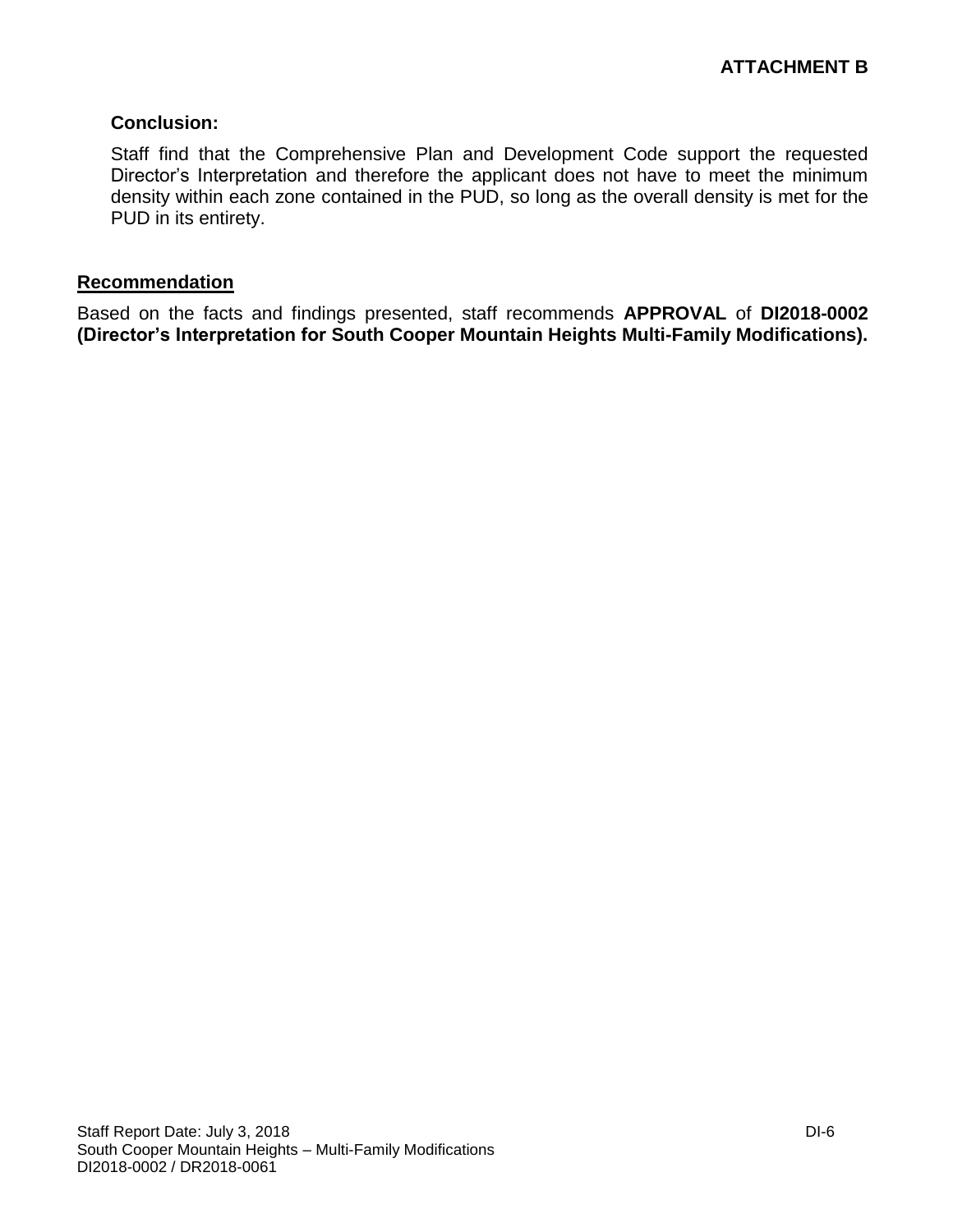**ATTACHMENT B**

**Conclusion:**

Staff find that the Comprehensive Plan and Development Code support the requested Director's Interpretation and therefore the applicant does not have to meet the minimum density within each zone contained in the PUD, so long as the overall density is met for the PUD in its entirety.

## Recommendation

Based on the facts and findings presented, staff recommends **APPROVAL** of **DI2018-0002 (Director's Interpretation for South Cooper Mountain Heights Multi-Family Modifications).**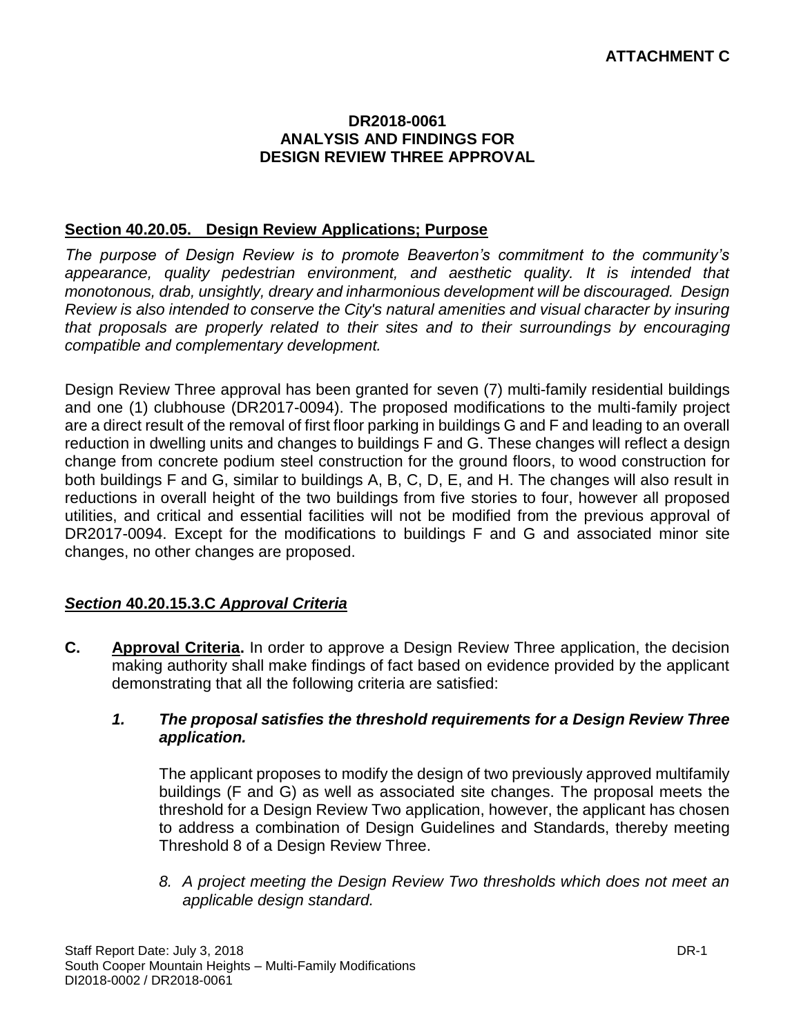**ATTACHMENT C**

**DR2018-0061**
**ANALYSIS AND FINDINGS FOR**
**DESIGN REVIEW THREE APPROVAL**

## Section 40.20.05. Design Review Applications; Purpose

*The purpose of Design Review is to promote Beaverton's commitment to the community's appearance, quality pedestrian environment, and aesthetic quality. It is intended that monotonous, drab, unsightly, dreary and inharmonious development will be discouraged. Design Review is also intended to conserve the City's natural amenities and visual character by insuring that proposals are properly related to their sites and to their surroundings by encouraging compatible and complementary development.*

Design Review Three approval has been granted for seven (7) multi-family residential buildings and one (1) clubhouse (DR2017-0094). The proposed modifications to the multi-family project are a direct result of the removal of first floor parking in buildings G and F and leading to an overall reduction in dwelling units and changes to buildings F and G. These changes will reflect a design change from concrete podium steel construction for the ground floors, to wood construction for both buildings F and G, similar to buildings A, B, C, D, E, and H. The changes will also result in reductions in overall height of the two buildings from five stories to four, however all proposed utilities, and critical and essential facilities will not be modified from the previous approval of DR2017-0094. Except for the modifications to buildings F and G and associated minor site changes, no other changes are proposed.

## *Section* 40.20.15.3.C *Approval Criteria*

**C. Approval Criteria.** In order to approve a Design Review Three application, the decision making authority shall make findings of fact based on evidence provided by the applicant demonstrating that all the following criteria are satisfied:

***1. The proposal satisfies the threshold requirements for a Design Review Three application.***

The applicant proposes to modify the design of two previously approved multifamily buildings (F and G) as well as associated site changes. The proposal meets the threshold for a Design Review Two application, however, the applicant has chosen to address a combination of Design Guidelines and Standards, thereby meeting Threshold 8 of a Design Review Three.

*8. A project meeting the Design Review Two thresholds which does not meet an applicable design standard.*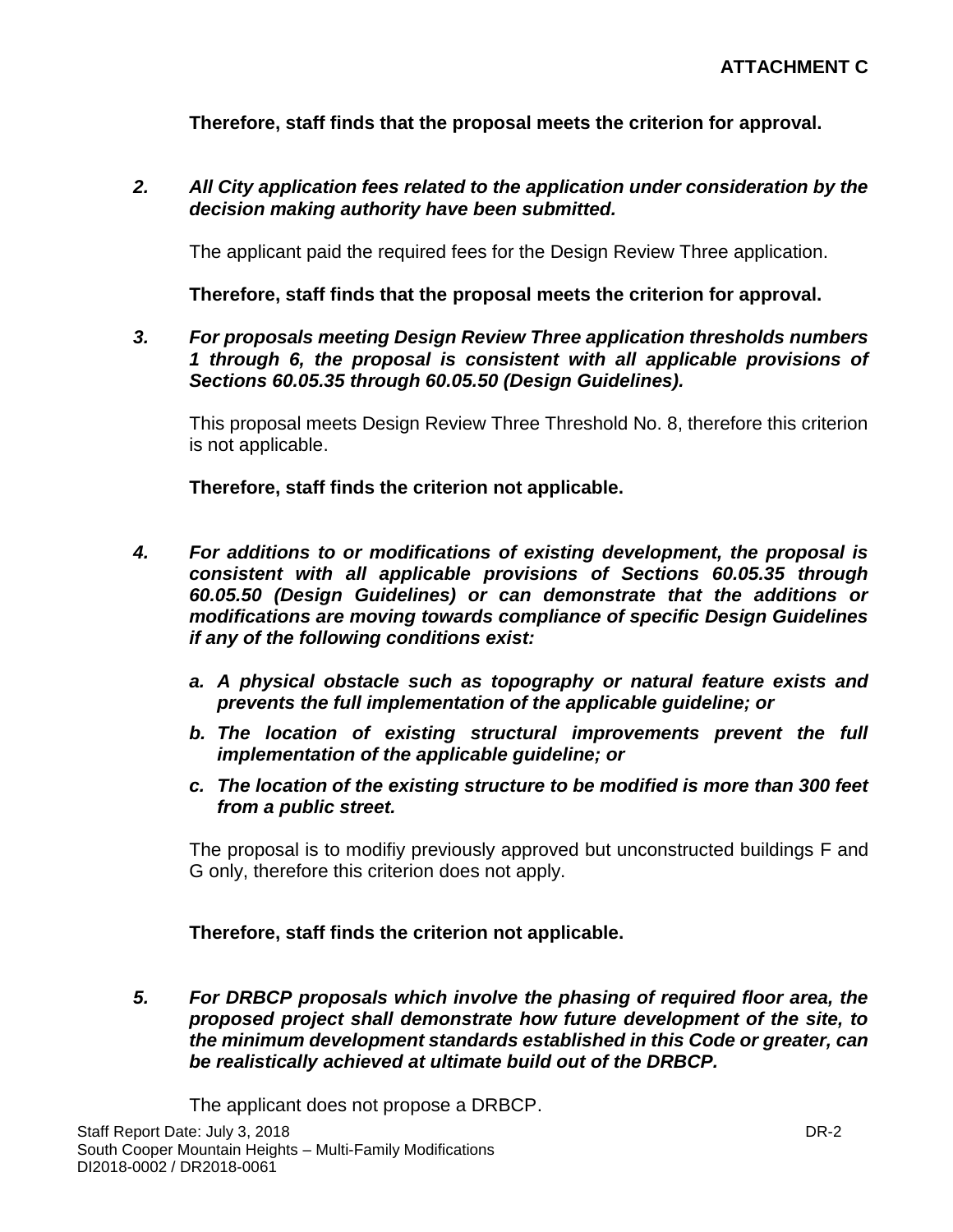**Therefore, staff finds that the proposal meets the criterion for approval.**

2. ***All City application fees related to the application under consideration by the decision making authority have been submitted.***

   The applicant paid the required fees for the Design Review Three application.

   **Therefore, staff finds that the proposal meets the criterion for approval.**

3. ***For proposals meeting Design Review Three application thresholds numbers 1 through 6, the proposal is consistent with all applicable provisions of Sections 60.05.35 through 60.05.50 (Design Guidelines).***

   This proposal meets Design Review Three Threshold No. 8, therefore this criterion is not applicable.

   **Therefore, staff finds the criterion not applicable.**

4. ***For additions to or modifications of existing development, the proposal is consistent with all applicable provisions of Sections 60.05.35 through 60.05.50 (Design Guidelines) or can demonstrate that the additions or modifications are moving towards compliance of specific Design Guidelines if any of the following conditions exist:***

   ***a. A physical obstacle such as topography or natural feature exists and prevents the full implementation of the applicable guideline; or***

   ***b. The location of existing structural improvements prevent the full implementation of the applicable guideline; or***

   ***c. The location of the existing structure to be modified is more than 300 feet from a public street.***

   The proposal is to modifiy previously approved but unconstructed buildings F and G only, therefore this criterion does not apply.

   **Therefore, staff finds the criterion not applicable.**

5. ***For DRBCP proposals which involve the phasing of required floor area, the proposed project shall demonstrate how future development of the site, to the minimum development standards established in this Code or greater, can be realistically achieved at ultimate build out of the DRBCP.***

   The applicant does not propose a DRBCP.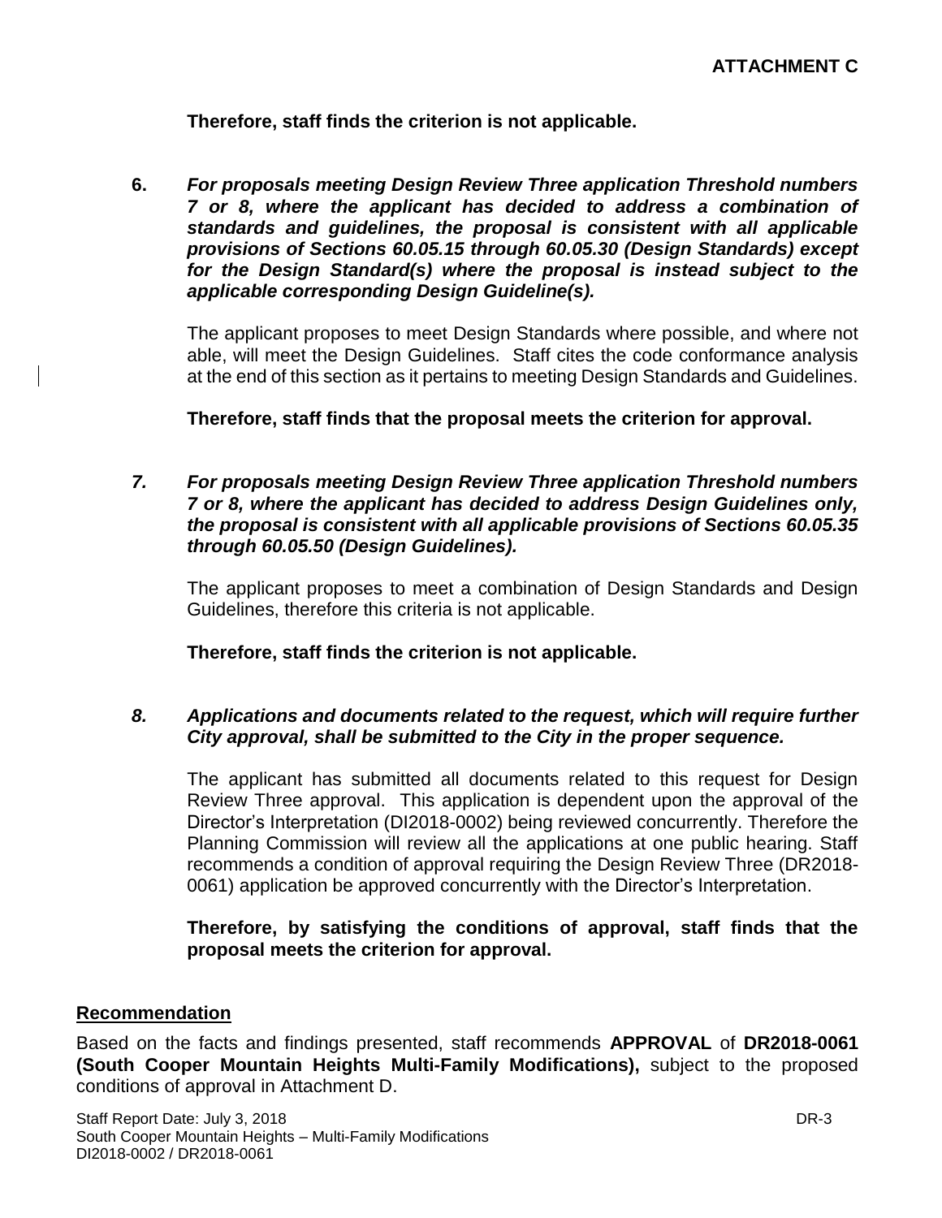**ATTACHMENT C**

**Therefore, staff finds the criterion is not applicable.**

**6.** ***For proposals meeting Design Review Three application Threshold numbers 7 or 8, where the applicant has decided to address a combination of standards and guidelines, the proposal is consistent with all applicable provisions of Sections 60.05.15 through 60.05.30 (Design Standards) except for the Design Standard(s) where the proposal is instead subject to the applicable corresponding Design Guideline(s).***

The applicant proposes to meet Design Standards where possible, and where not able, will meet the Design Guidelines. Staff cites the code conformance analysis at the end of this section as it pertains to meeting Design Standards and Guidelines.

**Therefore, staff finds that the proposal meets the criterion for approval.**

***7. For proposals meeting Design Review Three application Threshold numbers 7 or 8, where the applicant has decided to address Design Guidelines only, the proposal is consistent with all applicable provisions of Sections 60.05.35 through 60.05.50 (Design Guidelines).***

The applicant proposes to meet a combination of Design Standards and Design Guidelines, therefore this criteria is not applicable.

**Therefore, staff finds the criterion is not applicable.**

***8. Applications and documents related to the request, which will require further City approval, shall be submitted to the City in the proper sequence.***

The applicant has submitted all documents related to this request for Design Review Three approval. This application is dependent upon the approval of the Director's Interpretation (DI2018-0002) being reviewed concurrently. Therefore the Planning Commission will review all the applications at one public hearing. Staff recommends a condition of approval requiring the Design Review Three (DR2018-0061) application be approved concurrently with the Director's Interpretation.

**Therefore, by satisfying the conditions of approval, staff finds that the proposal meets the criterion for approval.**

## Recommendation

Based on the facts and findings presented, staff recommends **APPROVAL** of **DR2018-0061 (South Cooper Mountain Heights Multi-Family Modifications),** subject to the proposed conditions of approval in Attachment D.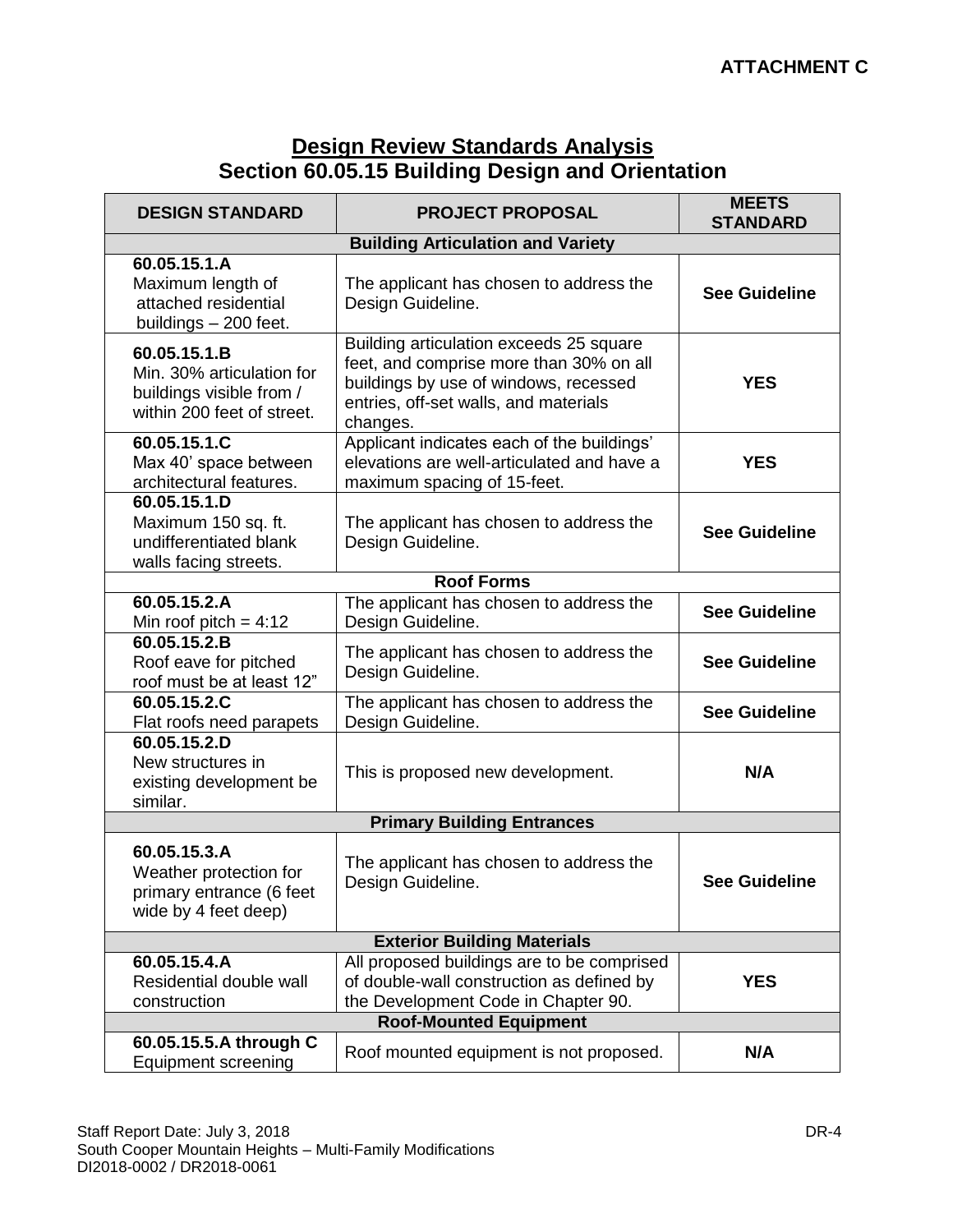**ATTACHMENT C**

## Design Review Standards Analysis
## Section 60.05.15 Building Design and Orientation

| DESIGN STANDARD | PROJECT PROPOSAL | MEETS STANDARD |
|---|---|---|
| **Building Articulation and Variety** | | |
| **60.05.15.1.A** Maximum length of attached residential buildings – 200 feet. | The applicant has chosen to address the Design Guideline. | **See Guideline** |
| **60.05.15.1.B** Min. 30% articulation for buildings visible from / within 200 feet of street. | Building articulation exceeds 25 square feet, and comprise more than 30% on all buildings by use of windows, recessed entries, off-set walls, and materials changes. | **YES** |
| **60.05.15.1.C** Max 40' space between architectural features. | Applicant indicates each of the buildings' elevations are well-articulated and have a maximum spacing of 15-feet. | **YES** |
| **60.05.15.1.D** Maximum 150 sq. ft. undifferentiated blank walls facing streets. | The applicant has chosen to address the Design Guideline. | **See Guideline** |
| **Roof Forms** | | |
| **60.05.15.2.A** Min roof pitch = 4:12 | The applicant has chosen to address the Design Guideline. | **See Guideline** |
| **60.05.15.2.B** Roof eave for pitched roof must be at least 12" | The applicant has chosen to address the Design Guideline. | **See Guideline** |
| **60.05.15.2.C** Flat roofs need parapets | The applicant has chosen to address the Design Guideline. | **See Guideline** |
| **60.05.15.2.D** New structures in existing development be similar. | This is proposed new development. | **N/A** |
| **Primary Building Entrances** | | |
| **60.05.15.3.A** Weather protection for primary entrance (6 feet wide by 4 feet deep) | The applicant has chosen to address the Design Guideline. | **See Guideline** |
| **Exterior Building Materials** | | |
| **60.05.15.4.A** Residential double wall construction | All proposed buildings are to be comprised of double-wall construction as defined by the Development Code in Chapter 90. | **YES** |
| **Roof-Mounted Equipment** | | |
| **60.05.15.5.A through C** Equipment screening | Roof mounted equipment is not proposed. | **N/A** |

Staff Report Date: July 3, 2018
South Cooper Mountain Heights – Multi-Family Modifications
DI2018-0002 / DR2018-0061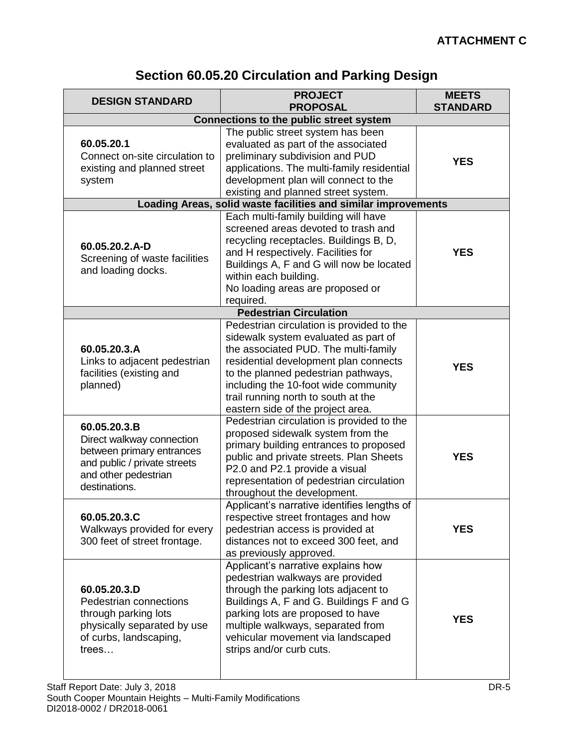**ATTACHMENT C**

## Section 60.05.20 Circulation and Parking Design

| DESIGN STANDARD | PROJECT PROPOSAL | MEETS STANDARD |
|---|---|---|
| **Connections to the public street system** | | |
| **60.05.20.1** Connect on-site circulation to existing and planned street system | The public street system has been evaluated as part of the associated preliminary subdivision and PUD applications. The multi-family residential development plan will connect to the existing and planned street system. | **YES** |
| **Loading Areas, solid waste facilities and similar improvements** | | |
| **60.05.20.2.A-D** Screening of waste facilities and loading docks. | Each multi-family building will have screened areas devoted to trash and recycling receptacles. Buildings B, D, and H respectively. Facilities for Buildings A, F and G will now be located within each building. No loading areas are proposed or required. | **YES** |
| **Pedestrian Circulation** | | |
| **60.05.20.3.A** Links to adjacent pedestrian facilities (existing and planned) | Pedestrian circulation is provided to the sidewalk system evaluated as part of the associated PUD. The multi-family residential development plan connects to the planned pedestrian pathways, including the 10-foot wide community trail running north to south at the eastern side of the project area. | **YES** |
| **60.05.20.3.B** Direct walkway connection between primary entrances and public / private streets and other pedestrian destinations. | Pedestrian circulation is provided to the proposed sidewalk system from the primary building entrances to proposed public and private streets. Plan Sheets P2.0 and P2.1 provide a visual representation of pedestrian circulation throughout the development. | **YES** |
| **60.05.20.3.C** Walkways provided for every 300 feet of street frontage. | Applicant's narrative identifies lengths of respective street frontages and how pedestrian access is provided at distances not to exceed 300 feet, and as previously approved. | **YES** |
| **60.05.20.3.D** Pedestrian connections through parking lots physically separated by use of curbs, landscaping, trees… | Applicant's narrative explains how pedestrian walkways are provided through the parking lots adjacent to Buildings A, F and G. Buildings F and G parking lots are proposed to have multiple walkways, separated from vehicular movement via landscaped strips and/or curb cuts. | **YES** |

Staff Report Date: July 3, 2018
South Cooper Mountain Heights – Multi-Family Modifications
DI2018-0002 / DR2018-0061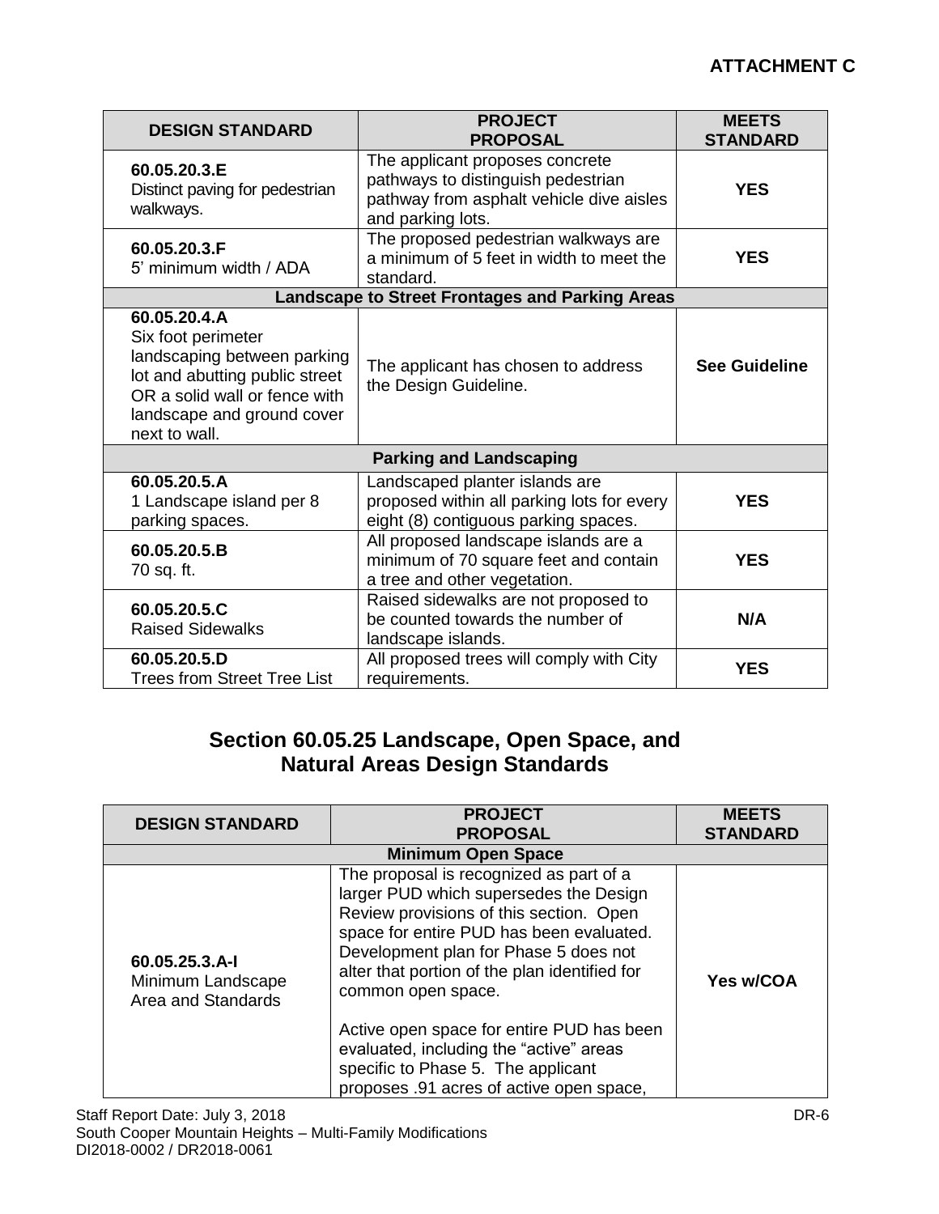**ATTACHMENT C**

| DESIGN STANDARD | PROJECT PROPOSAL | MEETS STANDARD |
|---|---|---|
| **60.05.20.3.E** Distinct paving for pedestrian walkways. | The applicant proposes concrete pathways to distinguish pedestrian pathway from asphalt vehicle dive aisles and parking lots. | **YES** |
| **60.05.20.3.F** 5' minimum width / ADA | The proposed pedestrian walkways are a minimum of 5 feet in width to meet the standard. | **YES** |
| **Landscape to Street Frontages and Parking Areas** | | |
| **60.05.20.4.A** Six foot perimeter landscaping between parking lot and abutting public street OR a solid wall or fence with landscape and ground cover next to wall. | The applicant has chosen to address the Design Guideline. | **See Guideline** |
| **Parking and Landscaping** | | |
| **60.05.20.5.A** 1 Landscape island per 8 parking spaces. | Landscaped planter islands are proposed within all parking lots for every eight (8) contiguous parking spaces. | **YES** |
| **60.05.20.5.B** 70 sq. ft. | All proposed landscape islands are a minimum of 70 square feet and contain a tree and other vegetation. | **YES** |
| **60.05.20.5.C** Raised Sidewalks | Raised sidewalks are not proposed to be counted towards the number of landscape islands. | **N/A** |
| **60.05.20.5.D** Trees from Street Tree List | All proposed trees will comply with City requirements. | **YES** |

## Section 60.05.25 Landscape, Open Space, and Natural Areas Design Standards

| DESIGN STANDARD | PROJECT PROPOSAL | MEETS STANDARD |
|---|---|---|
| **Minimum Open Space** | | |
| **60.05.25.3.A-I** Minimum Landscape Area and Standards | The proposal is recognized as part of a larger PUD which supersedes the Design Review provisions of this section. Open space for entire PUD has been evaluated. Development plan for Phase 5 does not alter that portion of the plan identified for common open space.<br><br>Active open space for entire PUD has been evaluated, including the "active" areas specific to Phase 5. The applicant proposes .91 acres of active open space, | **Yes w/COA** |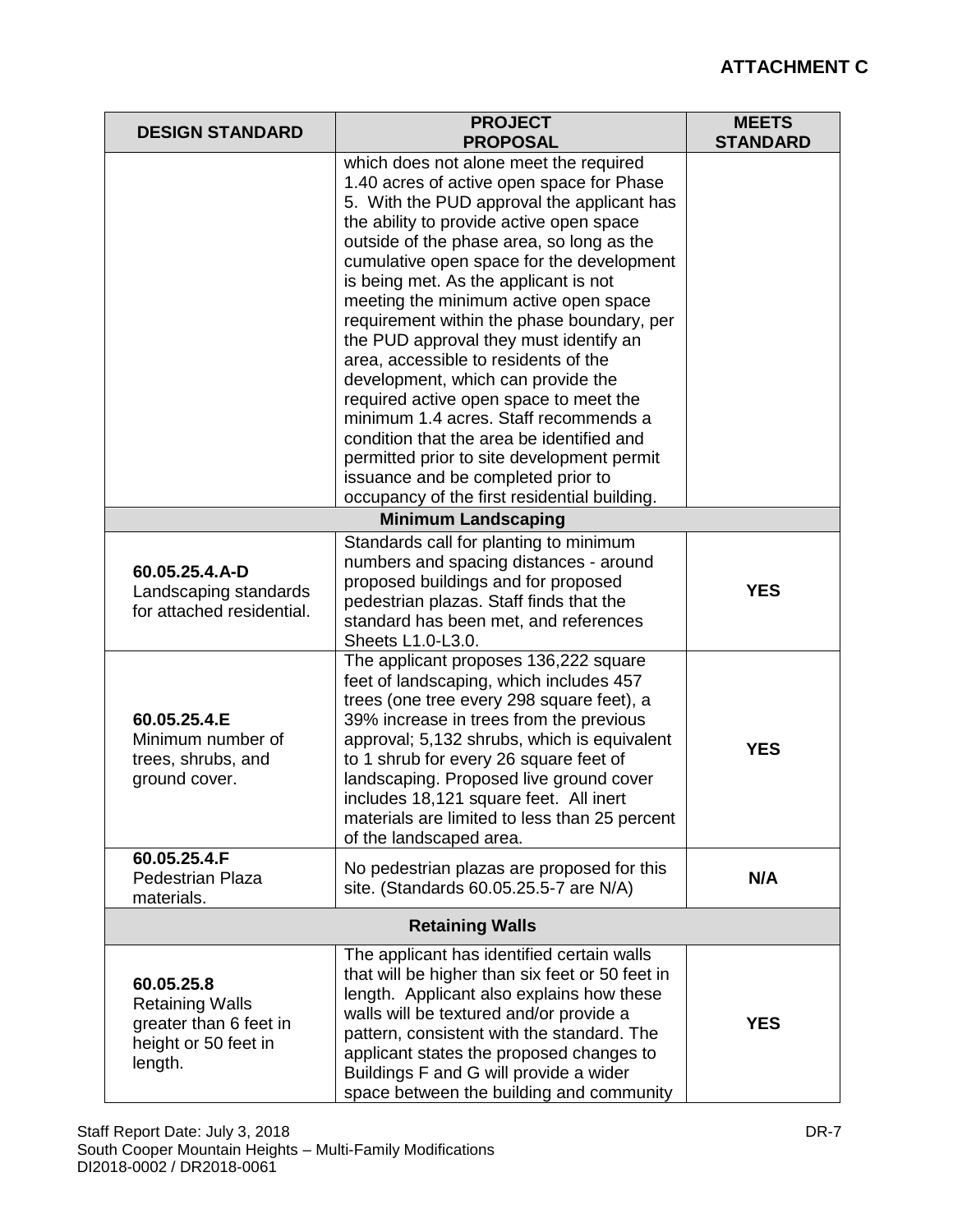**ATTACHMENT C**

| DESIGN STANDARD | PROJECT PROPOSAL | MEETS STANDARD |
|---|---|---|
| | which does not alone meet the required 1.40 acres of active open space for Phase 5. With the PUD approval the applicant has the ability to provide active open space outside of the phase area, so long as the cumulative open space for the development is being met. As the applicant is not meeting the minimum active open space requirement within the phase boundary, per the PUD approval they must identify an area, accessible to residents of the development, which can provide the required active open space to meet the minimum 1.4 acres. Staff recommends a condition that the area be identified and permitted prior to site development permit issuance and be completed prior to occupancy of the first residential building. | |
| **Minimum Landscaping** | | |
| **60.05.25.4.A-D** Landscaping standards for attached residential. | Standards call for planting to minimum numbers and spacing distances - around proposed buildings and for proposed pedestrian plazas. Staff finds that the standard has been met, and references Sheets L1.0-L3.0. | **YES** |
| **60.05.25.4.E** Minimum number of trees, shrubs, and ground cover. | The applicant proposes 136,222 square feet of landscaping, which includes 457 trees (one tree every 298 square feet), a 39% increase in trees from the previous approval; 5,132 shrubs, which is equivalent to 1 shrub for every 26 square feet of landscaping. Proposed live ground cover includes 18,121 square feet. All inert materials are limited to less than 25 percent of the landscaped area. | **YES** |
| **60.05.25.4.F** Pedestrian Plaza materials. | No pedestrian plazas are proposed for this site. (Standards 60.05.25.5-7 are N/A) | **N/A** |
| **Retaining Walls** | | |
| **60.05.25.8** Retaining Walls greater than 6 feet in height or 50 feet in length. | The applicant has identified certain walls that will be higher than six feet or 50 feet in length. Applicant also explains how these walls will be textured and/or provide a pattern, consistent with the standard. The applicant states the proposed changes to Buildings F and G will provide a wider space between the building and community | **YES** |

Staff Report Date: July 3, 2018
South Cooper Mountain Heights – Multi-Family Modifications
DI2018-0002 / DR2018-0061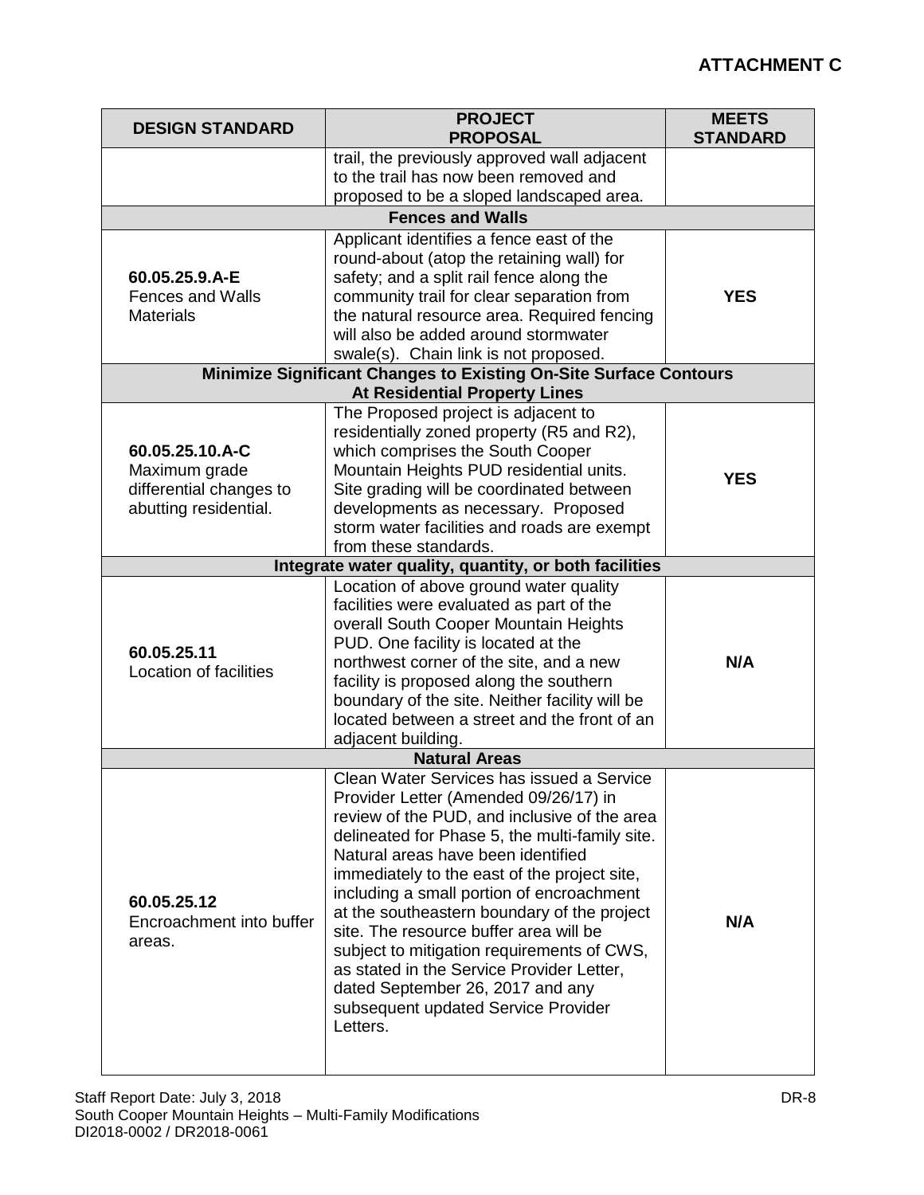**ATTACHMENT C**

| DESIGN STANDARD | PROJECT PROPOSAL | MEETS STANDARD |
|---|---|---|
| | trail, the previously approved wall adjacent to the trail has now been removed and proposed to be a sloped landscaped area. | |
| **Fences and Walls** | | |
| **60.05.25.9.A-E** Fences and Walls Materials | Applicant identifies a fence east of the round-about (atop the retaining wall) for safety; and a split rail fence along the community trail for clear separation from the natural resource area. Required fencing will also be added around stormwater swale(s). Chain link is not proposed. | **YES** |
| **Minimize Significant Changes to Existing On-Site Surface Contours At Residential Property Lines** | | |
| **60.05.25.10.A-C** Maximum grade differential changes to abutting residential. | The Proposed project is adjacent to residentially zoned property (R5 and R2), which comprises the South Cooper Mountain Heights PUD residential units. Site grading will be coordinated between developments as necessary. Proposed storm water facilities and roads are exempt from these standards. | **YES** |
| **Integrate water quality, quantity, or both facilities** | | |
| **60.05.25.11** Location of facilities | Location of above ground water quality facilities were evaluated as part of the overall South Cooper Mountain Heights PUD. One facility is located at the northwest corner of the site, and a new facility is proposed along the southern boundary of the site. Neither facility will be located between a street and the front of an adjacent building. | **N/A** |
| **Natural Areas** | | |
| **60.05.25.12** Encroachment into buffer areas. | Clean Water Services has issued a Service Provider Letter (Amended 09/26/17) in review of the PUD, and inclusive of the area delineated for Phase 5, the multi-family site. Natural areas have been identified immediately to the east of the project site, including a small portion of encroachment at the southeastern boundary of the project site. The resource buffer area will be subject to mitigation requirements of CWS, as stated in the Service Provider Letter, dated September 26, 2017 and any subsequent updated Service Provider Letters. | **N/A** |

Staff Report Date: July 3, 2018
South Cooper Mountain Heights – Multi-Family Modifications
DI2018-0002 / DR2018-0061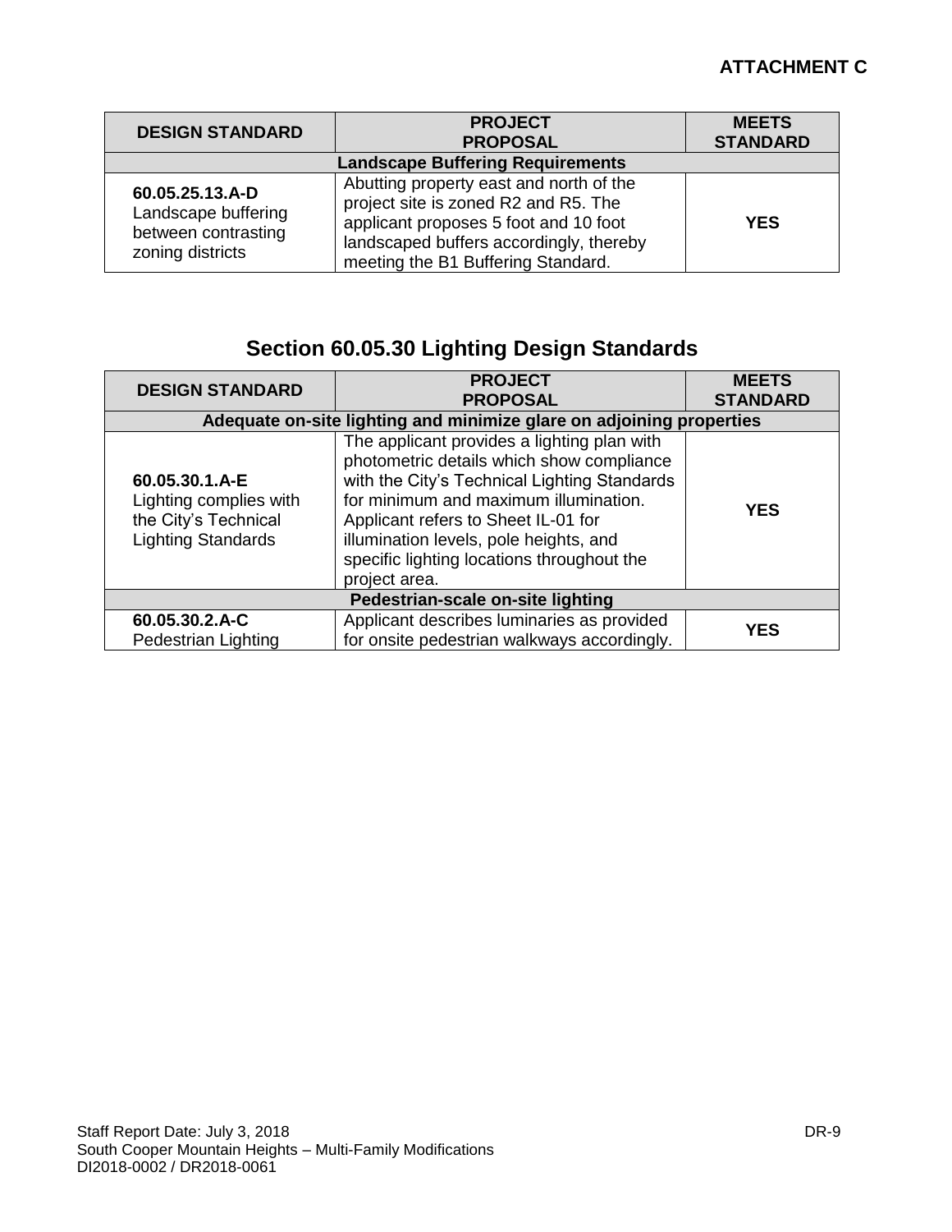**ATTACHMENT C**

| DESIGN STANDARD | PROJECT PROPOSAL | MEETS STANDARD |
|---|---|---|
| **Landscape Buffering Requirements** | | |
| **60.05.25.13.A-D** Landscape buffering between contrasting zoning districts | Abutting property east and north of the project site is zoned R2 and R5. The applicant proposes 5 foot and 10 foot landscaped buffers accordingly, thereby meeting the B1 Buffering Standard. | **YES** |

## Section 60.05.30 Lighting Design Standards

| DESIGN STANDARD | PROJECT PROPOSAL | MEETS STANDARD |
|---|---|---|
| **Adequate on-site lighting and minimize glare on adjoining properties** | | |
| **60.05.30.1.A-E** Lighting complies with the City's Technical Lighting Standards | The applicant provides a lighting plan with photometric details which show compliance with the City's Technical Lighting Standards for minimum and maximum illumination. Applicant refers to Sheet IL-01 for illumination levels, pole heights, and specific lighting locations throughout the project area. | **YES** |
| **Pedestrian-scale on-site lighting** | | |
| **60.05.30.2.A-C** Pedestrian Lighting | Applicant describes luminaries as provided for onsite pedestrian walkways accordingly. | **YES** |

Staff Report Date: July 3, 2018
South Cooper Mountain Heights – Multi-Family Modifications
DI2018-0002 / DR2018-0061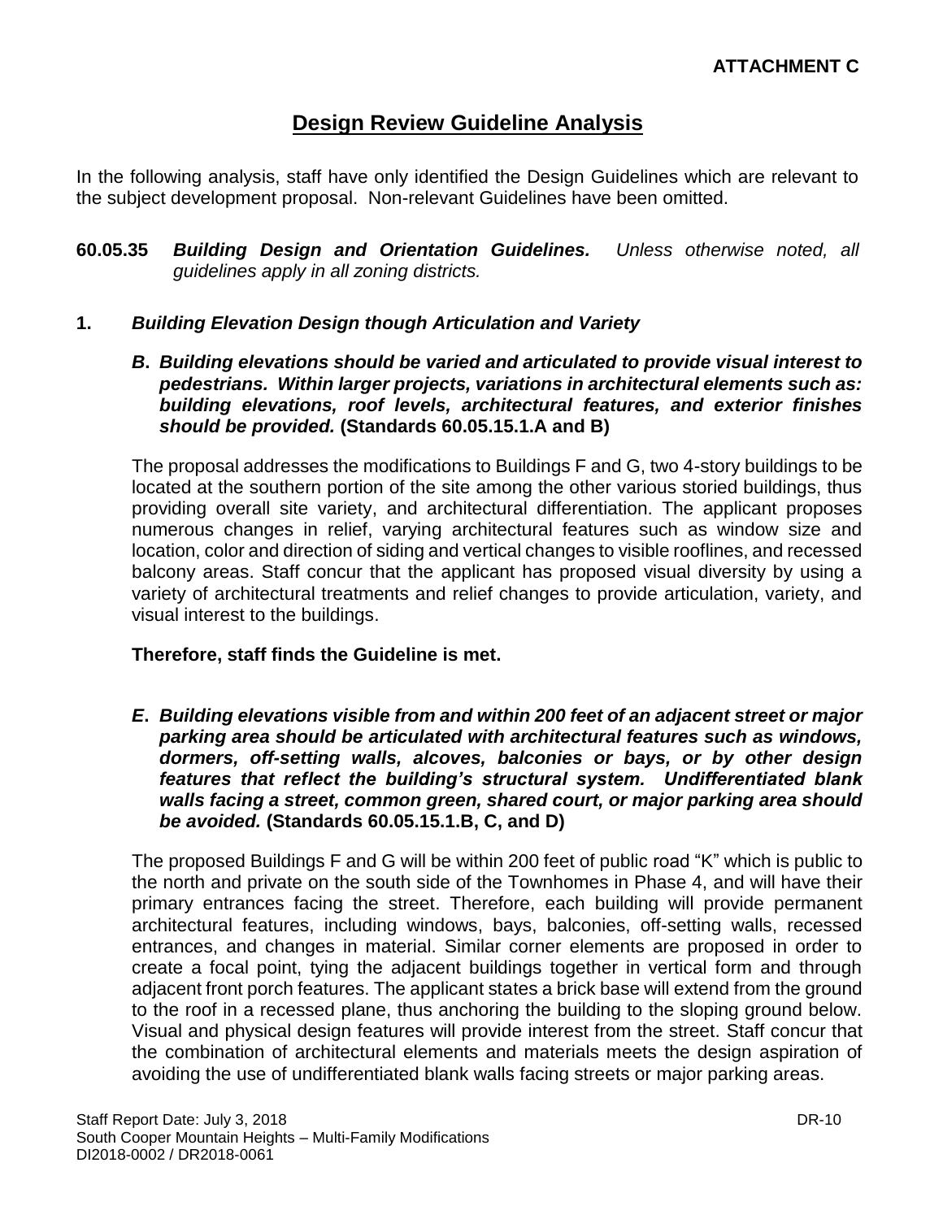**ATTACHMENT C**

# Design Review Guideline Analysis

In the following analysis, staff have only identified the Design Guidelines which are relevant to the subject development proposal. Non-relevant Guidelines have been omitted.

**60.05.35** ***Building Design and Orientation Guidelines.*** *Unless otherwise noted, all guidelines apply in all zoning districts.*

**1.** ***Building Elevation Design though Articulation and Variety***

***B. Building elevations should be varied and articulated to provide visual interest to pedestrians. Within larger projects, variations in architectural elements such as: building elevations, roof levels, architectural features, and exterior finishes should be provided.*** **(Standards 60.05.15.1.A and B)**

The proposal addresses the modifications to Buildings F and G, two 4-story buildings to be located at the southern portion of the site among the other various storied buildings, thus providing overall site variety, and architectural differentiation. The applicant proposes numerous changes in relief, varying architectural features such as window size and location, color and direction of siding and vertical changes to visible rooflines, and recessed balcony areas. Staff concur that the applicant has proposed visual diversity by using a variety of architectural treatments and relief changes to provide articulation, variety, and visual interest to the buildings.

**Therefore, staff finds the Guideline is met.**

***E. Building elevations visible from and within 200 feet of an adjacent street or major parking area should be articulated with architectural features such as windows, dormers, off-setting walls, alcoves, balconies or bays, or by other design features that reflect the building's structural system. Undifferentiated blank walls facing a street, common green, shared court, or major parking area should be avoided.*** **(Standards 60.05.15.1.B, C, and D)**

The proposed Buildings F and G will be within 200 feet of public road "K" which is public to the north and private on the south side of the Townhomes in Phase 4, and will have their primary entrances facing the street. Therefore, each building will provide permanent architectural features, including windows, bays, balconies, off-setting walls, recessed entrances, and changes in material. Similar corner elements are proposed in order to create a focal point, tying the adjacent buildings together in vertical form and through adjacent front porch features. The applicant states a brick base will extend from the ground to the roof in a recessed plane, thus anchoring the building to the sloping ground below. Visual and physical design features will provide interest from the street. Staff concur that the combination of architectural elements and materials meets the design aspiration of avoiding the use of undifferentiated blank walls facing streets or major parking areas.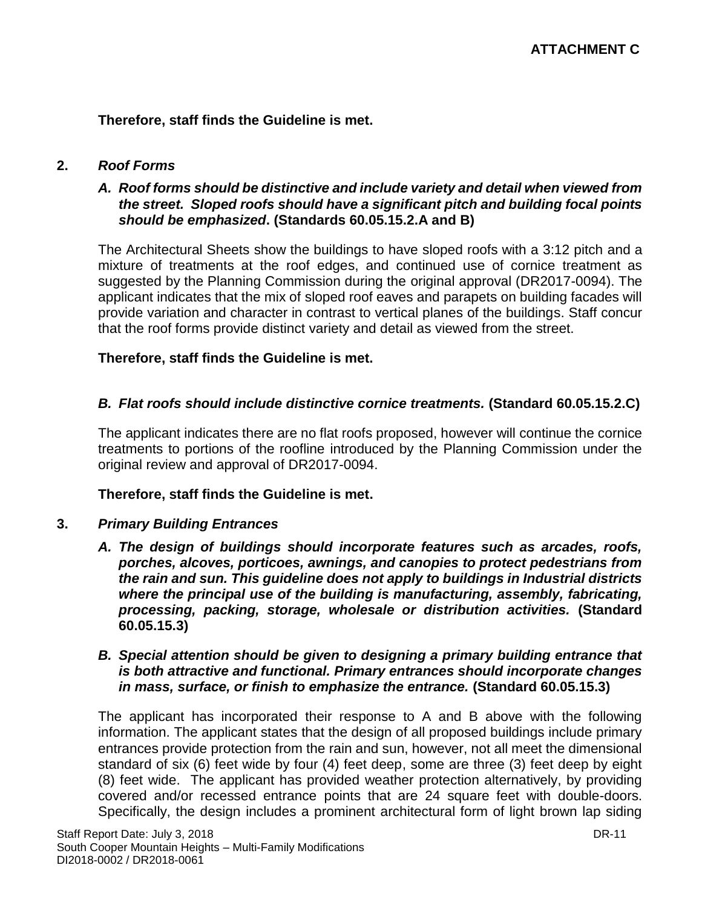**ATTACHMENT C**

**Therefore, staff finds the Guideline is met.**

**2.** ***Roof Forms***

***A. Roof forms should be distinctive and include variety and detail when viewed from the street. Sloped roofs should have a significant pitch and building focal points should be emphasized*. (Standards 60.05.15.2.A and B)**

The Architectural Sheets show the buildings to have sloped roofs with a 3:12 pitch and a mixture of treatments at the roof edges, and continued use of cornice treatment as suggested by the Planning Commission during the original approval (DR2017-0094). The applicant indicates that the mix of sloped roof eaves and parapets on building facades will provide variation and character in contrast to vertical planes of the buildings. Staff concur that the roof forms provide distinct variety and detail as viewed from the street.

**Therefore, staff finds the Guideline is met.**

***B. Flat roofs should include distinctive cornice treatments.*** **(Standard 60.05.15.2.C)**

The applicant indicates there are no flat roofs proposed, however will continue the cornice treatments to portions of the roofline introduced by the Planning Commission under the original review and approval of DR2017-0094.

**Therefore, staff finds the Guideline is met.**

**3.** ***Primary Building Entrances***

***A. The design of buildings should incorporate features such as arcades, roofs, porches, alcoves, porticoes, awnings, and canopies to protect pedestrians from the rain and sun. This guideline does not apply to buildings in Industrial districts where the principal use of the building is manufacturing, assembly, fabricating, processing, packing, storage, wholesale or distribution activities.*** **(Standard 60.05.15.3)**

***B. Special attention should be given to designing a primary building entrance that is both attractive and functional. Primary entrances should incorporate changes in mass, surface, or finish to emphasize the entrance.*** **(Standard 60.05.15.3)**

The applicant has incorporated their response to A and B above with the following information. The applicant states that the design of all proposed buildings include primary entrances provide protection from the rain and sun, however, not all meet the dimensional standard of six (6) feet wide by four (4) feet deep, some are three (3) feet deep by eight (8) feet wide. The applicant has provided weather protection alternatively, by providing covered and/or recessed entrance points that are 24 square feet with double-doors. Specifically, the design includes a prominent architectural form of light brown lap siding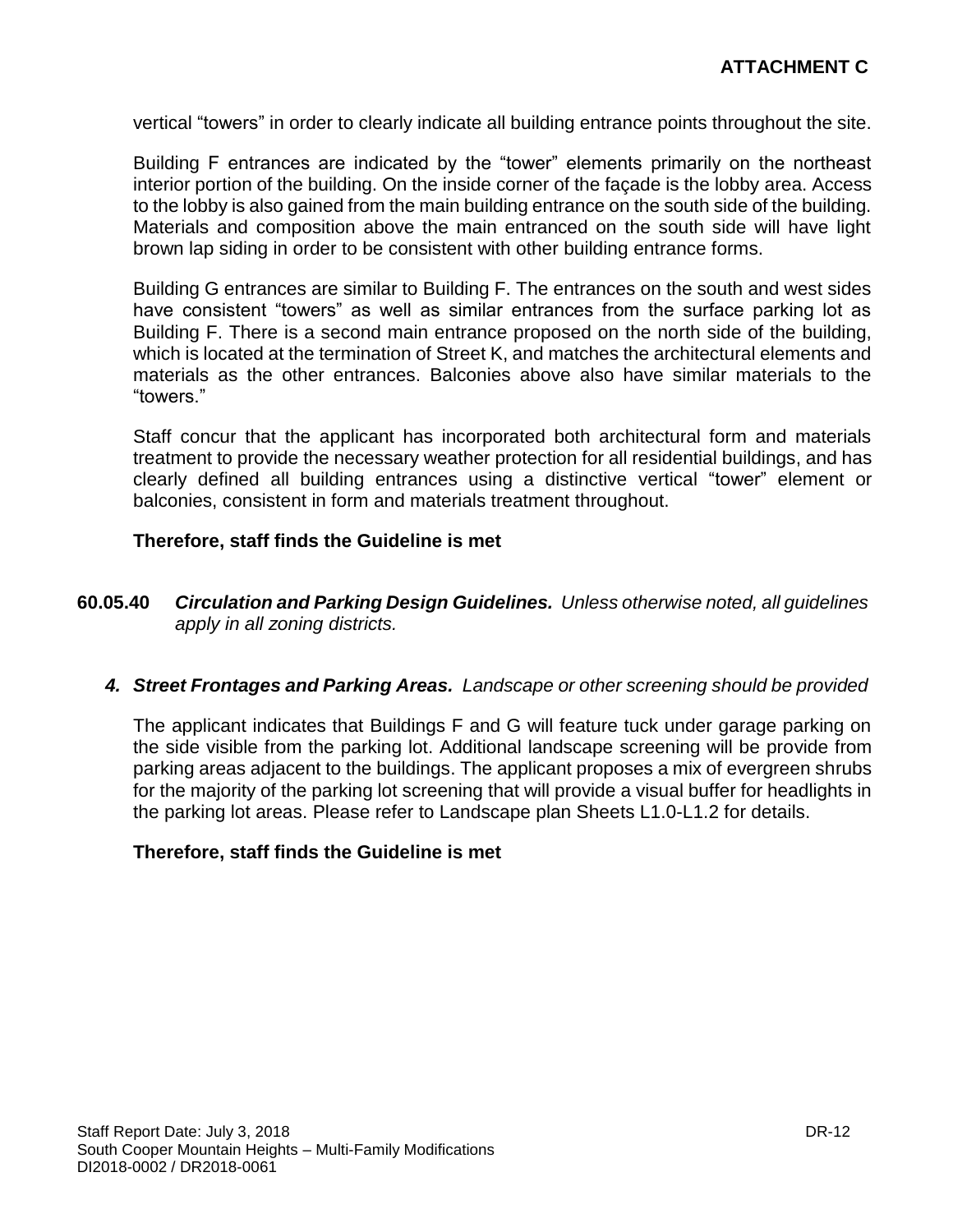vertical "towers" in order to clearly indicate all building entrance points throughout the site.

Building F entrances are indicated by the "tower" elements primarily on the northeast interior portion of the building. On the inside corner of the façade is the lobby area. Access to the lobby is also gained from the main building entrance on the south side of the building. Materials and composition above the main entranced on the south side will have light brown lap siding in order to be consistent with other building entrance forms.

Building G entrances are similar to Building F. The entrances on the south and west sides have consistent "towers" as well as similar entrances from the surface parking lot as Building F. There is a second main entrance proposed on the north side of the building, which is located at the termination of Street K, and matches the architectural elements and materials as the other entrances. Balconies above also have similar materials to the "towers."

Staff concur that the applicant has incorporated both architectural form and materials treatment to provide the necessary weather protection for all residential buildings, and has clearly defined all building entrances using a distinctive vertical "tower" element or balconies, consistent in form and materials treatment throughout.

**Therefore, staff finds the Guideline is met**

**60.05.40** ***Circulation and Parking Design Guidelines.*** *Unless otherwise noted, all guidelines apply in all zoning districts.*

***4. Street Frontages and Parking Areas.*** *Landscape or other screening should be provided*

The applicant indicates that Buildings F and G will feature tuck under garage parking on the side visible from the parking lot. Additional landscape screening will be provide from parking areas adjacent to the buildings. The applicant proposes a mix of evergreen shrubs for the majority of the parking lot screening that will provide a visual buffer for headlights in the parking lot areas. Please refer to Landscape plan Sheets L1.0-L1.2 for details.

**Therefore, staff finds the Guideline is met**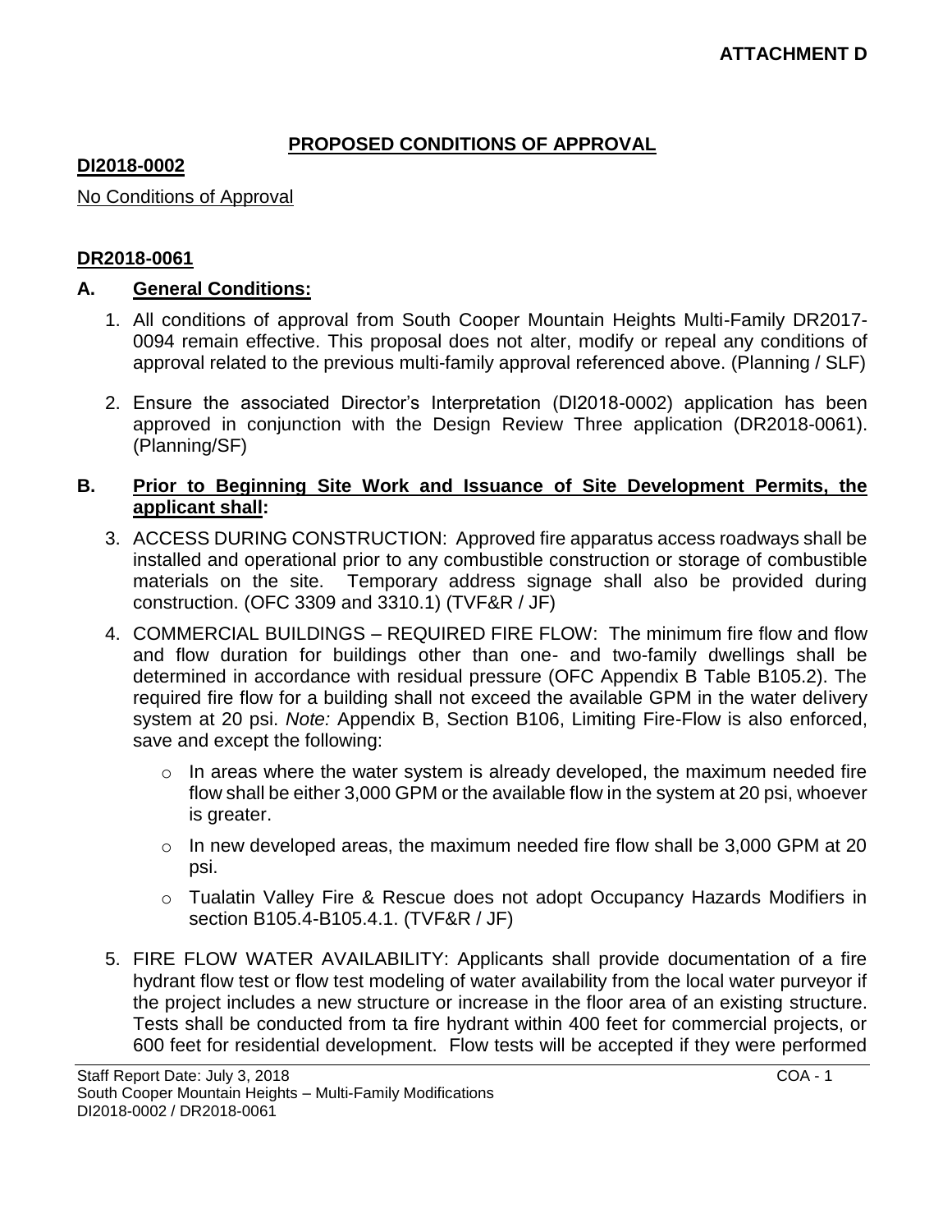**ATTACHMENT D**

## PROPOSED CONDITIONS OF APPROVAL

**DI2018-0002**

No Conditions of Approval

**DR2018-0061**

**A. General Conditions:**

1. All conditions of approval from South Cooper Mountain Heights Multi-Family DR2017-0094 remain effective. This proposal does not alter, modify or repeal any conditions of approval related to the previous multi-family approval referenced above. (Planning / SLF)

2. Ensure the associated Director's Interpretation (DI2018-0002) application has been approved in conjunction with the Design Review Three application (DR2018-0061). (Planning/SF)

**B. Prior to Beginning Site Work and Issuance of Site Development Permits, the applicant shall:**

3. ACCESS DURING CONSTRUCTION: Approved fire apparatus access roadways shall be installed and operational prior to any combustible construction or storage of combustible materials on the site. Temporary address signage shall also be provided during construction. (OFC 3309 and 3310.1) (TVF&R / JF)

4. COMMERCIAL BUILDINGS – REQUIRED FIRE FLOW: The minimum fire flow and flow and flow duration for buildings other than one- and two-family dwellings shall be determined in accordance with residual pressure (OFC Appendix B Table B105.2). The required fire flow for a building shall not exceed the available GPM in the water delivery system at 20 psi. *Note:* Appendix B, Section B106, Limiting Fire-Flow is also enforced, save and except the following:

   - In areas where the water system is already developed, the maximum needed fire flow shall be either 3,000 GPM or the available flow in the system at 20 psi, whoever is greater.
   - In new developed areas, the maximum needed fire flow shall be 3,000 GPM at 20 psi.
   - Tualatin Valley Fire & Rescue does not adopt Occupancy Hazards Modifiers in section B105.4-B105.4.1. (TVF&R / JF)

5. FIRE FLOW WATER AVAILABILITY: Applicants shall provide documentation of a fire hydrant flow test or flow test modeling of water availability from the local water purveyor if the project includes a new structure or increase in the floor area of an existing structure. Tests shall be conducted from ta fire hydrant within 400 feet for commercial projects, or 600 feet for residential development. Flow tests will be accepted if they were performed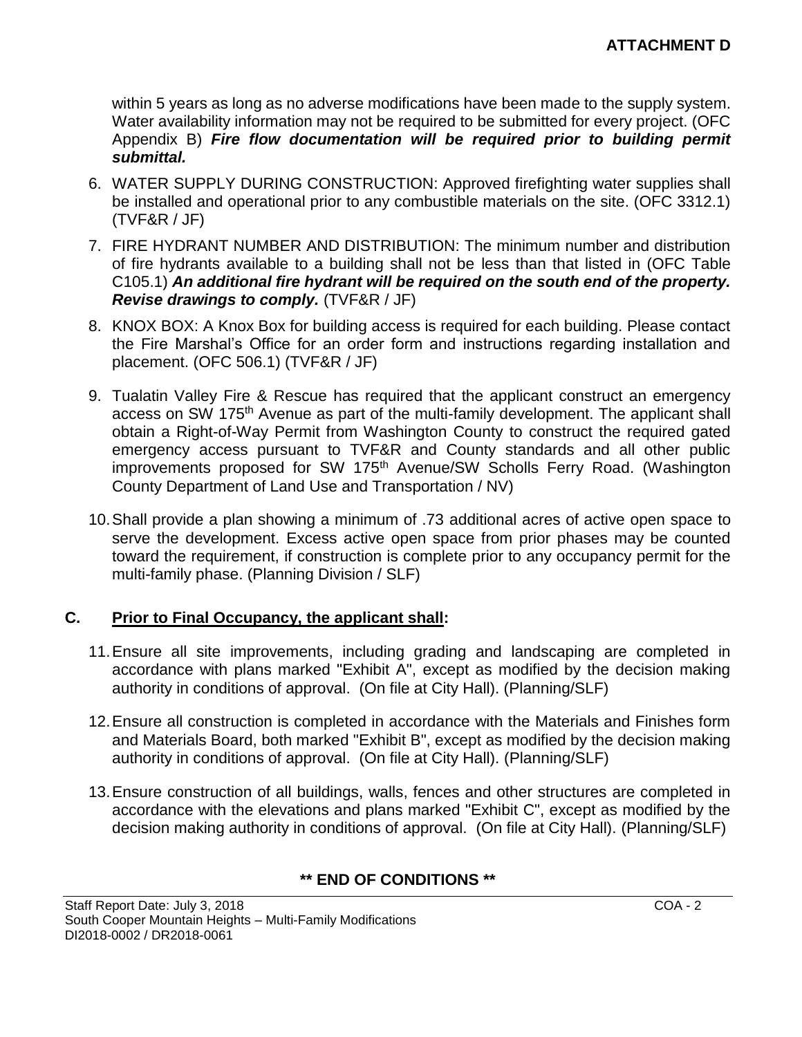within 5 years as long as no adverse modifications have been made to the supply system. Water availability information may not be required to be submitted for every project. (OFC Appendix B) ***Fire flow documentation will be required prior to building permit submittal.***

6. WATER SUPPLY DURING CONSTRUCTION: Approved firefighting water supplies shall be installed and operational prior to any combustible materials on the site. (OFC 3312.1) (TVF&R / JF)

7. FIRE HYDRANT NUMBER AND DISTRIBUTION: The minimum number and distribution of fire hydrants available to a building shall not be less than that listed in (OFC Table C105.1) ***An additional fire hydrant will be required on the south end of the property. Revise drawings to comply.*** (TVF&R / JF)

8. KNOX BOX: A Knox Box for building access is required for each building. Please contact the Fire Marshal's Office for an order form and instructions regarding installation and placement. (OFC 506.1) (TVF&R / JF)

9. Tualatin Valley Fire & Rescue has required that the applicant construct an emergency access on SW 175th Avenue as part of the multi-family development. The applicant shall obtain a Right-of-Way Permit from Washington County to construct the required gated emergency access pursuant to TVF&R and County standards and all other public improvements proposed for SW 175th Avenue/SW Scholls Ferry Road. (Washington County Department of Land Use and Transportation / NV)

10. Shall provide a plan showing a minimum of .73 additional acres of active open space to serve the development. Excess active open space from prior phases may be counted toward the requirement, if construction is complete prior to any occupancy permit for the multi-family phase. (Planning Division / SLF)

## C. Prior to Final Occupancy, the applicant shall:

11. Ensure all site improvements, including grading and landscaping are completed in accordance with plans marked "Exhibit A", except as modified by the decision making authority in conditions of approval. (On file at City Hall). (Planning/SLF)

12. Ensure all construction is completed in accordance with the Materials and Finishes form and Materials Board, both marked "Exhibit B", except as modified by the decision making authority in conditions of approval. (On file at City Hall). (Planning/SLF)

13. Ensure construction of all buildings, walls, fences and other structures are completed in accordance with the elevations and plans marked "Exhibit C", except as modified by the decision making authority in conditions of approval. (On file at City Hall). (Planning/SLF)

**\*\* END OF CONDITIONS \*\***